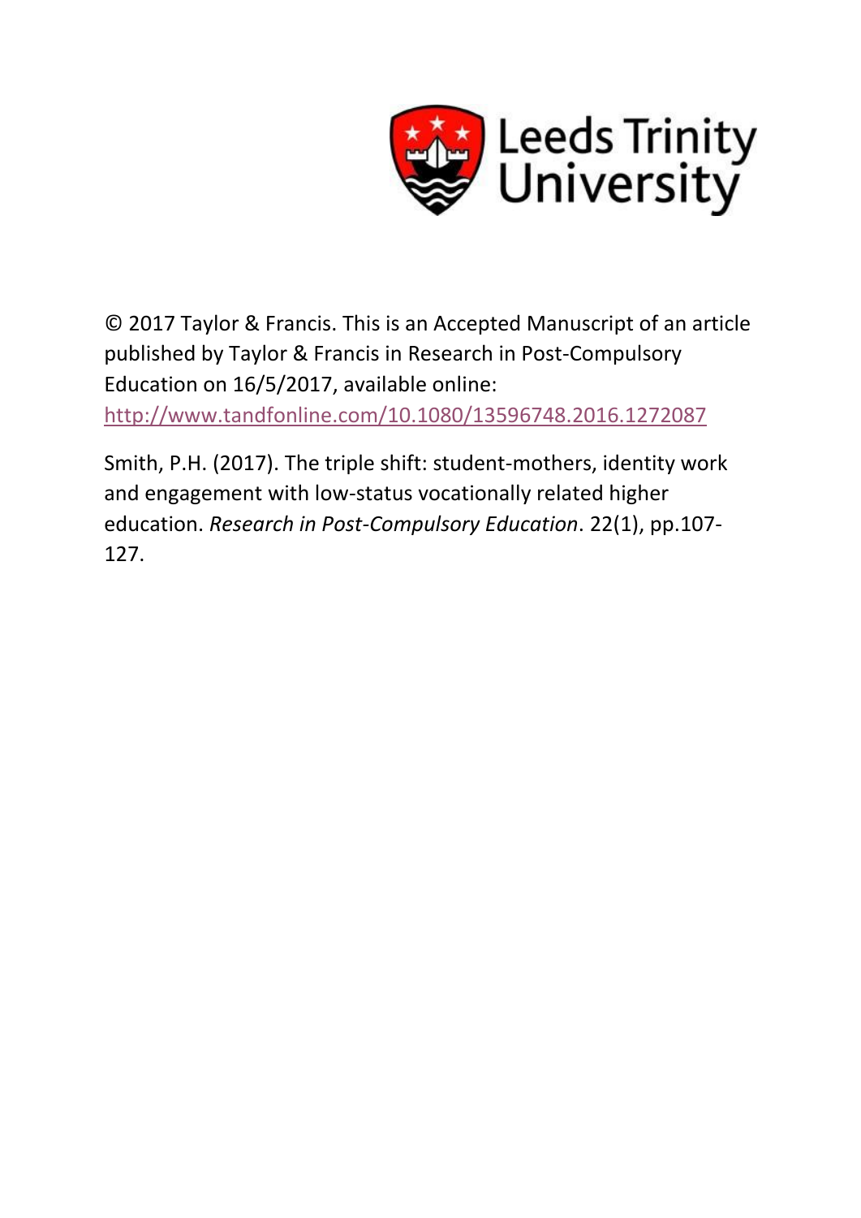Leeds Trinity University

© 2017 Taylor & Francis. This is an Accepted Manuscript of an article published by Taylor & Francis in Research in Post-Compulsory Education on 16/5/2017, available online: http://www.tandfonline.com/10.1080/13596748.2016.1272087

Smith, P.H. (2017). The triple shift: student-mothers, identity work and engagement with low-status vocationally related higher education. *Research in Post-Compulsory Education*. 22(1), pp.107-127.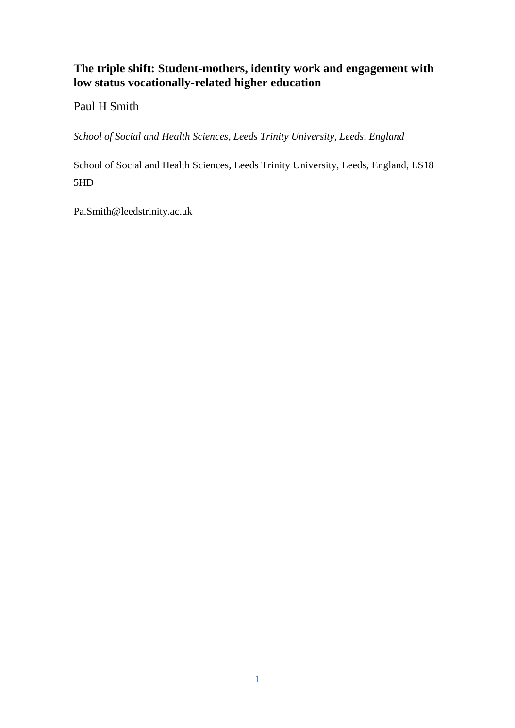# The triple shift: Student-mothers, identity work and engagement with low status vocationally-related higher education

Paul H Smith

*School of Social and Health Sciences, Leeds Trinity University, Leeds, England*

School of Social and Health Sciences, Leeds Trinity University, Leeds, England, LS18 5HD

Pa.Smith@leedstrinity.ac.uk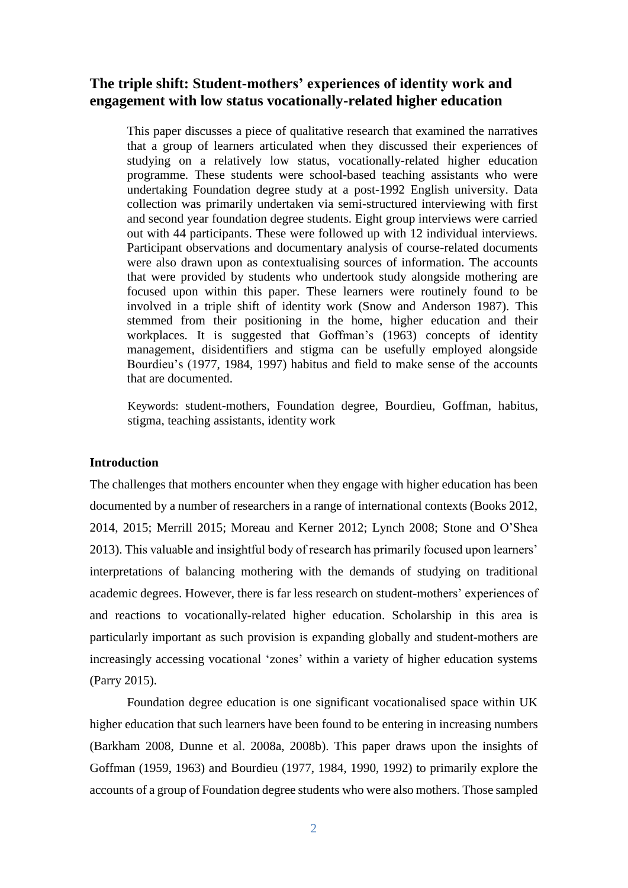## The triple shift: Student-mothers' experiences of identity work and engagement with low status vocationally-related higher education

> This paper discusses a piece of qualitative research that examined the narratives that a group of learners articulated when they discussed their experiences of studying on a relatively low status, vocationally-related higher education programme. These students were school-based teaching assistants who were undertaking Foundation degree study at a post-1992 English university. Data collection was primarily undertaken via semi-structured interviewing with first and second year foundation degree students. Eight group interviews were carried out with 44 participants. These were followed up with 12 individual interviews. Participant observations and documentary analysis of course-related documents were also drawn upon as contextualising sources of information. The accounts that were provided by students who undertook study alongside mothering are focused upon within this paper. These learners were routinely found to be involved in a triple shift of identity work (Snow and Anderson 1987). This stemmed from their positioning in the home, higher education and their workplaces. It is suggested that Goffman's (1963) concepts of identity management, disidentifiers and stigma can be usefully employed alongside Bourdieu's (1977, 1984, 1997) habitus and field to make sense of the accounts that are documented.
>
> Keywords: student-mothers, Foundation degree, Bourdieu, Goffman, habitus, stigma, teaching assistants, identity work

### Introduction

The challenges that mothers encounter when they engage with higher education has been documented by a number of researchers in a range of international contexts (Books 2012, 2014, 2015; Merrill 2015; Moreau and Kerner 2012; Lynch 2008; Stone and O'Shea 2013). This valuable and insightful body of research has primarily focused upon learners' interpretations of balancing mothering with the demands of studying on traditional academic degrees. However, there is far less research on student-mothers' experiences of and reactions to vocationally-related higher education. Scholarship in this area is particularly important as such provision is expanding globally and student-mothers are increasingly accessing vocational 'zones' within a variety of higher education systems (Parry 2015).

Foundation degree education is one significant vocationalised space within UK higher education that such learners have been found to be entering in increasing numbers (Barkham 2008, Dunne et al. 2008a, 2008b). This paper draws upon the insights of Goffman (1959, 1963) and Bourdieu (1977, 1984, 1990, 1992) to primarily explore the accounts of a group of Foundation degree students who were also mothers. Those sampled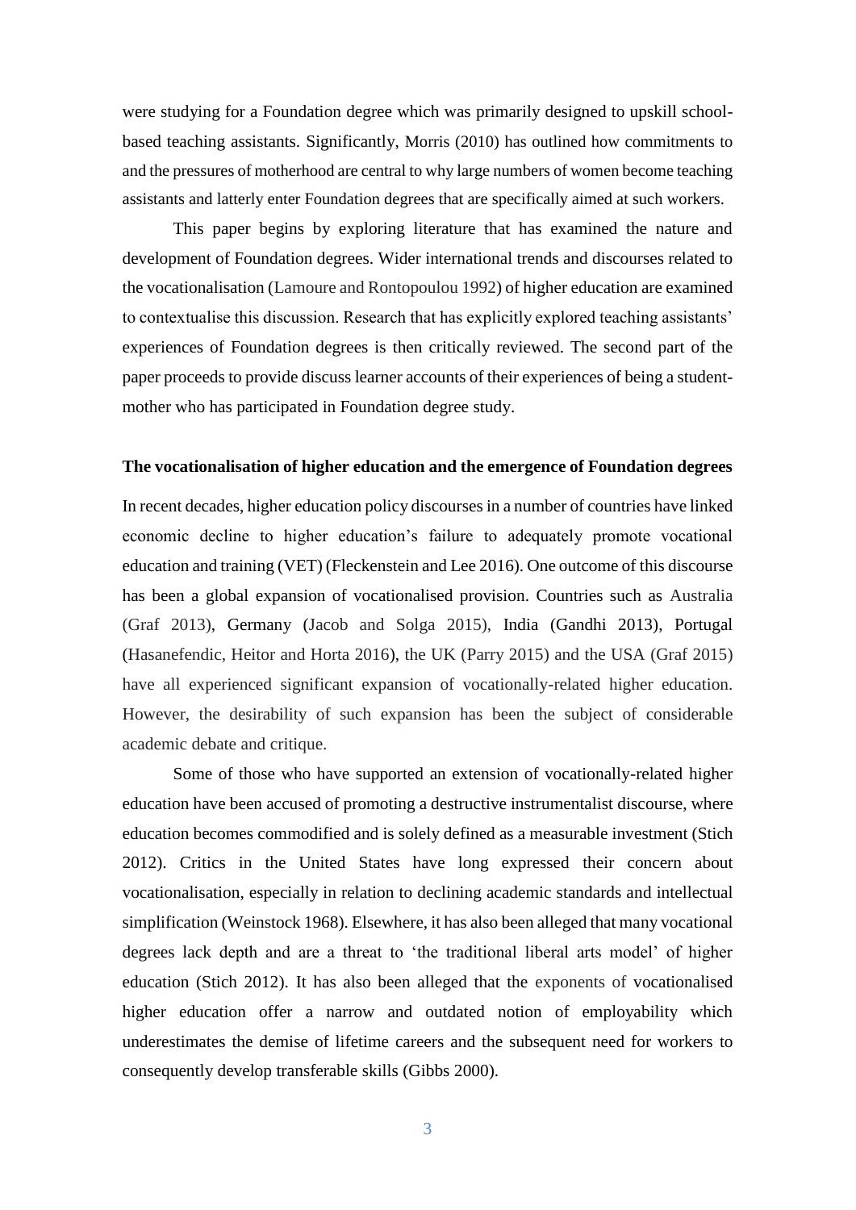were studying for a Foundation degree which was primarily designed to upskill school-based teaching assistants. Significantly, Morris (2010) has outlined how commitments to and the pressures of motherhood are central to why large numbers of women become teaching assistants and latterly enter Foundation degrees that are specifically aimed at such workers.

This paper begins by exploring literature that has examined the nature and development of Foundation degrees. Wider international trends and discourses related to the vocationalisation (Lamoure and Rontopoulou 1992) of higher education are examined to contextualise this discussion. Research that has explicitly explored teaching assistants' experiences of Foundation degrees is then critically reviewed. The second part of the paper proceeds to provide discuss learner accounts of their experiences of being a student-mother who has participated in Foundation degree study.

**The vocationalisation of higher education and the emergence of Foundation degrees**

In recent decades, higher education policy discourses in a number of countries have linked economic decline to higher education's failure to adequately promote vocational education and training (VET) (Fleckenstein and Lee 2016). One outcome of this discourse has been a global expansion of vocationalised provision. Countries such as Australia (Graf 2013), Germany (Jacob and Solga 2015), India (Gandhi 2013), Portugal (Hasanefendic, Heitor and Horta 2016), the UK (Parry 2015) and the USA (Graf 2015) have all experienced significant expansion of vocationally-related higher education. However, the desirability of such expansion has been the subject of considerable academic debate and critique.

Some of those who have supported an extension of vocationally-related higher education have been accused of promoting a destructive instrumentalist discourse, where education becomes commodified and is solely defined as a measurable investment (Stich 2012). Critics in the United States have long expressed their concern about vocationalisation, especially in relation to declining academic standards and intellectual simplification (Weinstock 1968). Elsewhere, it has also been alleged that many vocational degrees lack depth and are a threat to 'the traditional liberal arts model' of higher education (Stich 2012). It has also been alleged that the exponents of vocationalised higher education offer a narrow and outdated notion of employability which underestimates the demise of lifetime careers and the subsequent need for workers to consequently develop transferable skills (Gibbs 2000).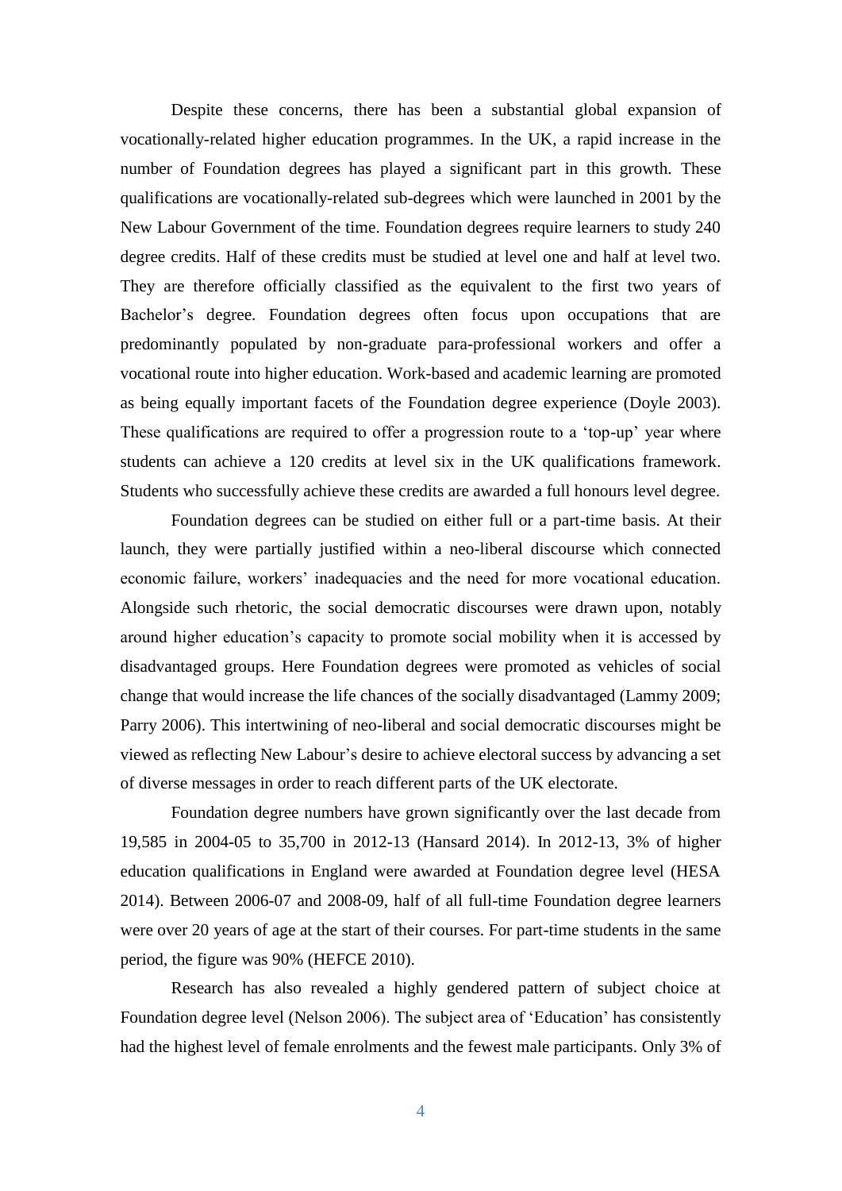Despite these concerns, there has been a substantial global expansion of vocationally-related higher education programmes. In the UK, a rapid increase in the number of Foundation degrees has played a significant part in this growth. These qualifications are vocationally-related sub-degrees which were launched in 2001 by the New Labour Government of the time. Foundation degrees require learners to study 240 degree credits. Half of these credits must be studied at level one and half at level two. They are therefore officially classified as the equivalent to the first two years of Bachelor's degree. Foundation degrees often focus upon occupations that are predominantly populated by non-graduate para-professional workers and offer a vocational route into higher education. Work-based and academic learning are promoted as being equally important facets of the Foundation degree experience (Doyle 2003). These qualifications are required to offer a progression route to a 'top-up' year where students can achieve a 120 credits at level six in the UK qualifications framework. Students who successfully achieve these credits are awarded a full honours level degree.

Foundation degrees can be studied on either full or a part-time basis. At their launch, they were partially justified within a neo-liberal discourse which connected economic failure, workers' inadequacies and the need for more vocational education. Alongside such rhetoric, the social democratic discourses were drawn upon, notably around higher education's capacity to promote social mobility when it is accessed by disadvantaged groups. Here Foundation degrees were promoted as vehicles of social change that would increase the life chances of the socially disadvantaged (Lammy 2009; Parry 2006). This intertwining of neo-liberal and social democratic discourses might be viewed as reflecting New Labour's desire to achieve electoral success by advancing a set of diverse messages in order to reach different parts of the UK electorate.

Foundation degree numbers have grown significantly over the last decade from 19,585 in 2004-05 to 35,700 in 2012-13 (Hansard 2014). In 2012-13, 3% of higher education qualifications in England were awarded at Foundation degree level (HESA 2014). Between 2006-07 and 2008-09, half of all full-time Foundation degree learners were over 20 years of age at the start of their courses. For part-time students in the same period, the figure was 90% (HEFCE 2010).

Research has also revealed a highly gendered pattern of subject choice at Foundation degree level (Nelson 2006). The subject area of 'Education' has consistently had the highest level of female enrolments and the fewest male participants. Only 3% of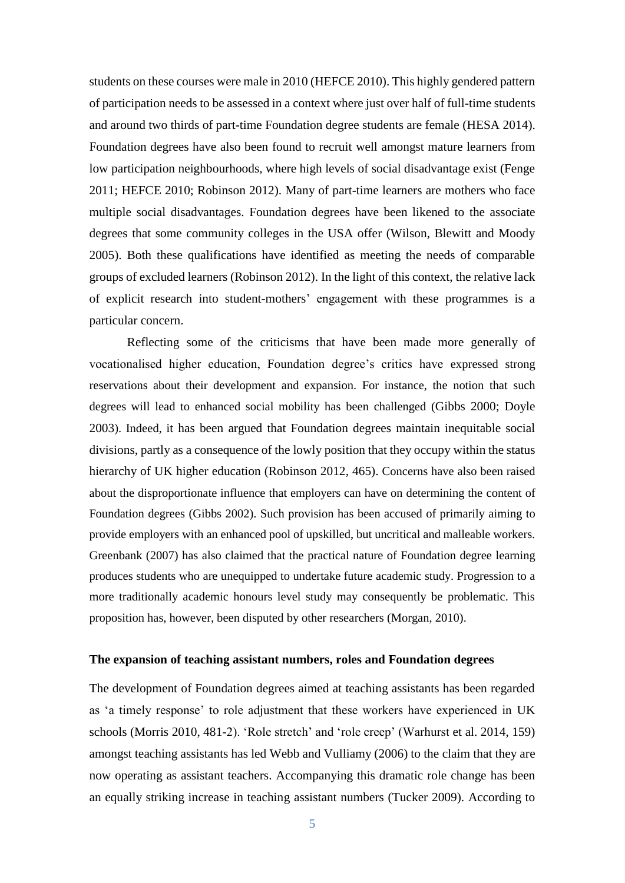students on these courses were male in 2010 (HEFCE 2010). This highly gendered pattern of participation needs to be assessed in a context where just over half of full-time students and around two thirds of part-time Foundation degree students are female (HESA 2014). Foundation degrees have also been found to recruit well amongst mature learners from low participation neighbourhoods, where high levels of social disadvantage exist (Fenge 2011; HEFCE 2010; Robinson 2012). Many of part-time learners are mothers who face multiple social disadvantages. Foundation degrees have been likened to the associate degrees that some community colleges in the USA offer (Wilson, Blewitt and Moody 2005). Both these qualifications have identified as meeting the needs of comparable groups of excluded learners (Robinson 2012). In the light of this context, the relative lack of explicit research into student-mothers' engagement with these programmes is a particular concern.

Reflecting some of the criticisms that have been made more generally of vocationalised higher education, Foundation degree's critics have expressed strong reservations about their development and expansion. For instance, the notion that such degrees will lead to enhanced social mobility has been challenged (Gibbs 2000; Doyle 2003). Indeed, it has been argued that Foundation degrees maintain inequitable social divisions, partly as a consequence of the lowly position that they occupy within the status hierarchy of UK higher education (Robinson 2012, 465). Concerns have also been raised about the disproportionate influence that employers can have on determining the content of Foundation degrees (Gibbs 2002). Such provision has been accused of primarily aiming to provide employers with an enhanced pool of upskilled, but uncritical and malleable workers. Greenbank (2007) has also claimed that the practical nature of Foundation degree learning produces students who are unequipped to undertake future academic study. Progression to a more traditionally academic honours level study may consequently be problematic. This proposition has, however, been disputed by other researchers (Morgan, 2010).

### The expansion of teaching assistant numbers, roles and Foundation degrees

The development of Foundation degrees aimed at teaching assistants has been regarded as 'a timely response' to role adjustment that these workers have experienced in UK schools (Morris 2010, 481-2). 'Role stretch' and 'role creep' (Warhurst et al. 2014, 159) amongst teaching assistants has led Webb and Vulliamy (2006) to the claim that they are now operating as assistant teachers. Accompanying this dramatic role change has been an equally striking increase in teaching assistant numbers (Tucker 2009). According to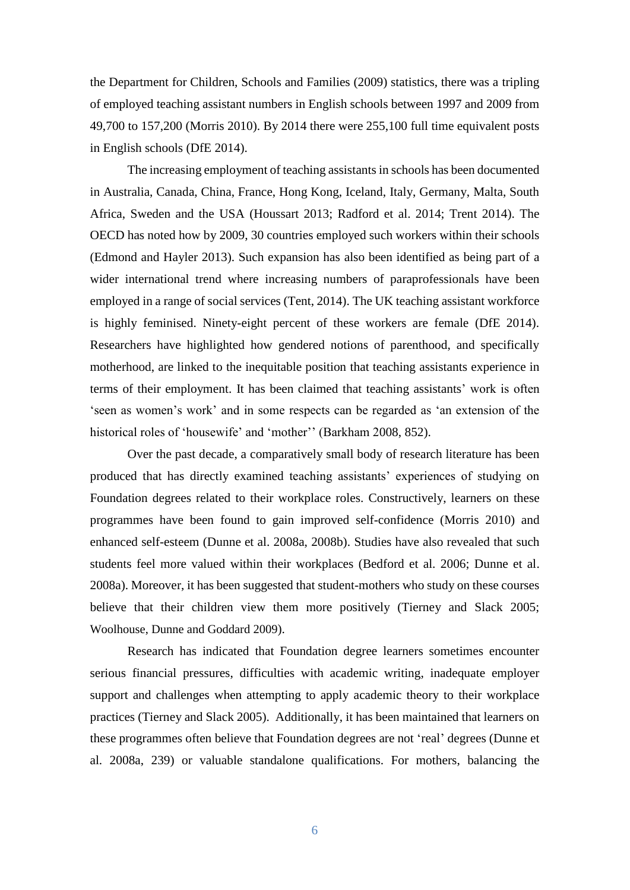the Department for Children, Schools and Families (2009) statistics, there was a tripling of employed teaching assistant numbers in English schools between 1997 and 2009 from 49,700 to 157,200 (Morris 2010). By 2014 there were 255,100 full time equivalent posts in English schools (DfE 2014).

The increasing employment of teaching assistants in schools has been documented in Australia, Canada, China, France, Hong Kong, Iceland, Italy, Germany, Malta, South Africa, Sweden and the USA (Houssart 2013; Radford et al. 2014; Trent 2014). The OECD has noted how by 2009, 30 countries employed such workers within their schools (Edmond and Hayler 2013). Such expansion has also been identified as being part of a wider international trend where increasing numbers of paraprofessionals have been employed in a range of social services (Tent, 2014). The UK teaching assistant workforce is highly feminised. Ninety-eight percent of these workers are female (DfE 2014). Researchers have highlighted how gendered notions of parenthood, and specifically motherhood, are linked to the inequitable position that teaching assistants experience in terms of their employment. It has been claimed that teaching assistants' work is often 'seen as women's work' and in some respects can be regarded as 'an extension of the historical roles of 'housewife' and 'mother'' (Barkham 2008, 852).

Over the past decade, a comparatively small body of research literature has been produced that has directly examined teaching assistants' experiences of studying on Foundation degrees related to their workplace roles. Constructively, learners on these programmes have been found to gain improved self-confidence (Morris 2010) and enhanced self-esteem (Dunne et al. 2008a, 2008b). Studies have also revealed that such students feel more valued within their workplaces (Bedford et al. 2006; Dunne et al. 2008a). Moreover, it has been suggested that student-mothers who study on these courses believe that their children view them more positively (Tierney and Slack 2005; Woolhouse, Dunne and Goddard 2009).

Research has indicated that Foundation degree learners sometimes encounter serious financial pressures, difficulties with academic writing, inadequate employer support and challenges when attempting to apply academic theory to their workplace practices (Tierney and Slack 2005). Additionally, it has been maintained that learners on these programmes often believe that Foundation degrees are not 'real' degrees (Dunne et al. 2008a, 239) or valuable standalone qualifications. For mothers, balancing the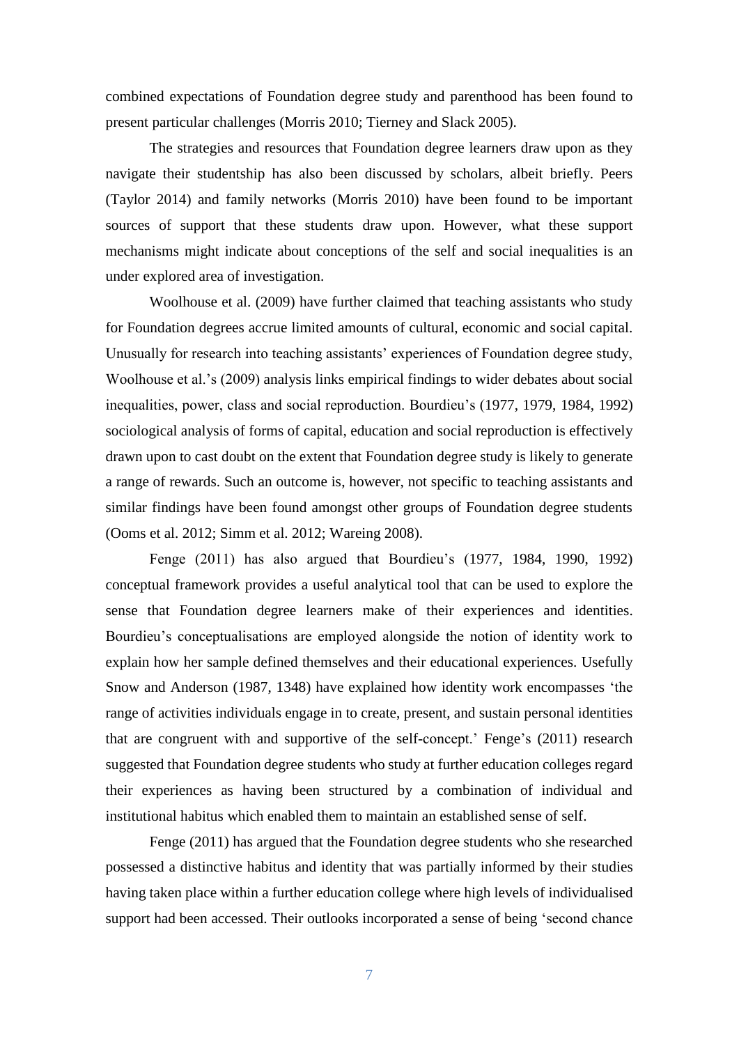combined expectations of Foundation degree study and parenthood has been found to present particular challenges (Morris 2010; Tierney and Slack 2005).

The strategies and resources that Foundation degree learners draw upon as they navigate their studentship has also been discussed by scholars, albeit briefly. Peers (Taylor 2014) and family networks (Morris 2010) have been found to be important sources of support that these students draw upon. However, what these support mechanisms might indicate about conceptions of the self and social inequalities is an under explored area of investigation.

Woolhouse et al. (2009) have further claimed that teaching assistants who study for Foundation degrees accrue limited amounts of cultural, economic and social capital. Unusually for research into teaching assistants' experiences of Foundation degree study, Woolhouse et al.'s (2009) analysis links empirical findings to wider debates about social inequalities, power, class and social reproduction. Bourdieu's (1977, 1979, 1984, 1992) sociological analysis of forms of capital, education and social reproduction is effectively drawn upon to cast doubt on the extent that Foundation degree study is likely to generate a range of rewards. Such an outcome is, however, not specific to teaching assistants and similar findings have been found amongst other groups of Foundation degree students (Ooms et al. 2012; Simm et al. 2012; Wareing 2008).

Fenge (2011) has also argued that Bourdieu's (1977, 1984, 1990, 1992) conceptual framework provides a useful analytical tool that can be used to explore the sense that Foundation degree learners make of their experiences and identities. Bourdieu's conceptualisations are employed alongside the notion of identity work to explain how her sample defined themselves and their educational experiences. Usefully Snow and Anderson (1987, 1348) have explained how identity work encompasses 'the range of activities individuals engage in to create, present, and sustain personal identities that are congruent with and supportive of the self-concept.' Fenge's (2011) research suggested that Foundation degree students who study at further education colleges regard their experiences as having been structured by a combination of individual and institutional habitus which enabled them to maintain an established sense of self.

Fenge (2011) has argued that the Foundation degree students who she researched possessed a distinctive habitus and identity that was partially informed by their studies having taken place within a further education college where high levels of individualised support had been accessed. Their outlooks incorporated a sense of being 'second chance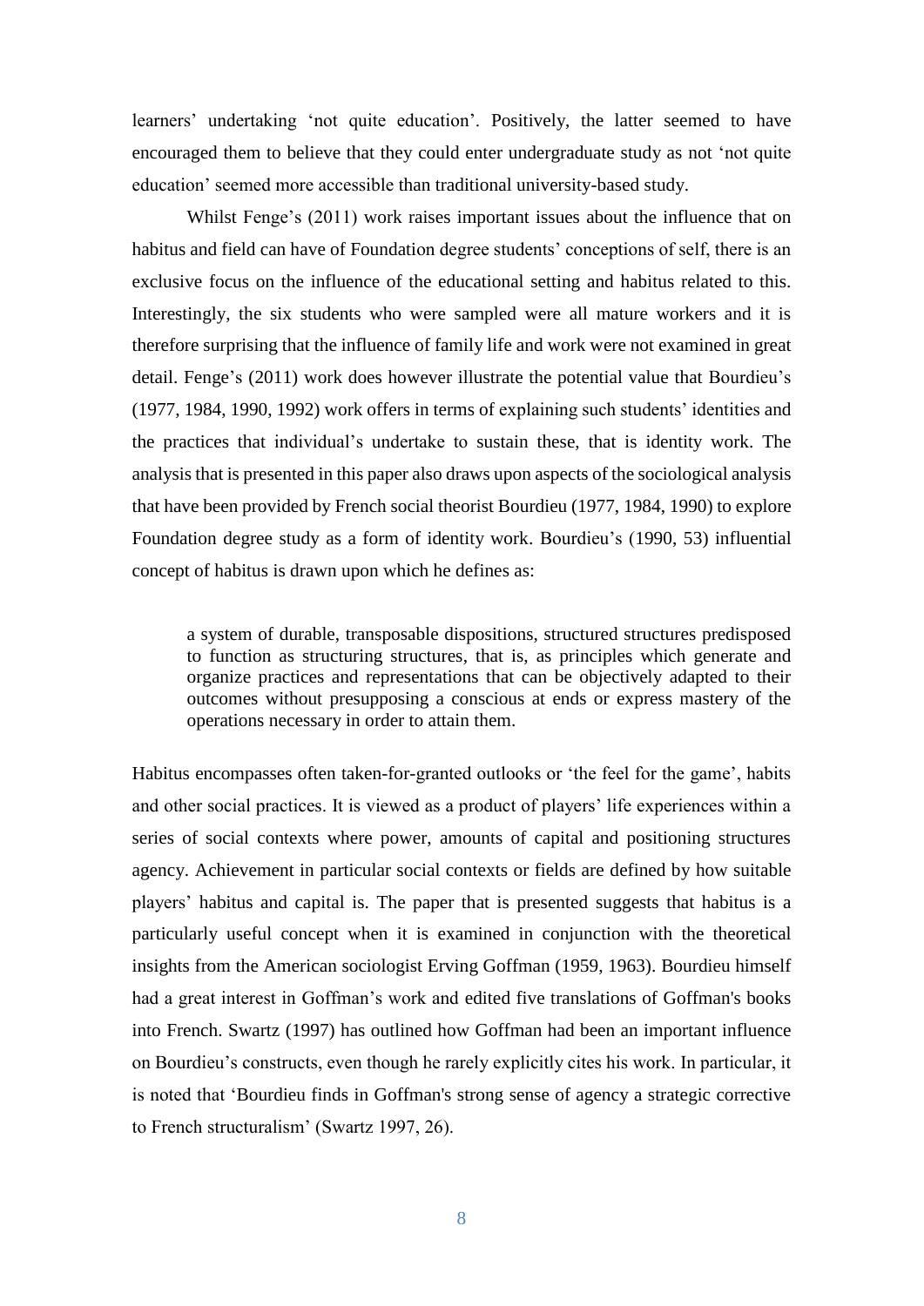learners' undertaking 'not quite education'. Positively, the latter seemed to have encouraged them to believe that they could enter undergraduate study as not 'not quite education' seemed more accessible than traditional university-based study.

Whilst Fenge's (2011) work raises important issues about the influence that on habitus and field can have of Foundation degree students' conceptions of self, there is an exclusive focus on the influence of the educational setting and habitus related to this. Interestingly, the six students who were sampled were all mature workers and it is therefore surprising that the influence of family life and work were not examined in great detail. Fenge's (2011) work does however illustrate the potential value that Bourdieu's (1977, 1984, 1990, 1992) work offers in terms of explaining such students' identities and the practices that individual's undertake to sustain these, that is identity work. The analysis that is presented in this paper also draws upon aspects of the sociological analysis that have been provided by French social theorist Bourdieu (1977, 1984, 1990) to explore Foundation degree study as a form of identity work. Bourdieu's (1990, 53) influential concept of habitus is drawn upon which he defines as:

> a system of durable, transposable dispositions, structured structures predisposed to function as structuring structures, that is, as principles which generate and organize practices and representations that can be objectively adapted to their outcomes without presupposing a conscious at ends or express mastery of the operations necessary in order to attain them.

Habitus encompasses often taken-for-granted outlooks or 'the feel for the game', habits and other social practices. It is viewed as a product of players' life experiences within a series of social contexts where power, amounts of capital and positioning structures agency. Achievement in particular social contexts or fields are defined by how suitable players' habitus and capital is. The paper that is presented suggests that habitus is a particularly useful concept when it is examined in conjunction with the theoretical insights from the American sociologist Erving Goffman (1959, 1963). Bourdieu himself had a great interest in Goffman's work and edited five translations of Goffman's books into French. Swartz (1997) has outlined how Goffman had been an important influence on Bourdieu's constructs, even though he rarely explicitly cites his work. In particular, it is noted that 'Bourdieu finds in Goffman's strong sense of agency a strategic corrective to French structuralism' (Swartz 1997, 26).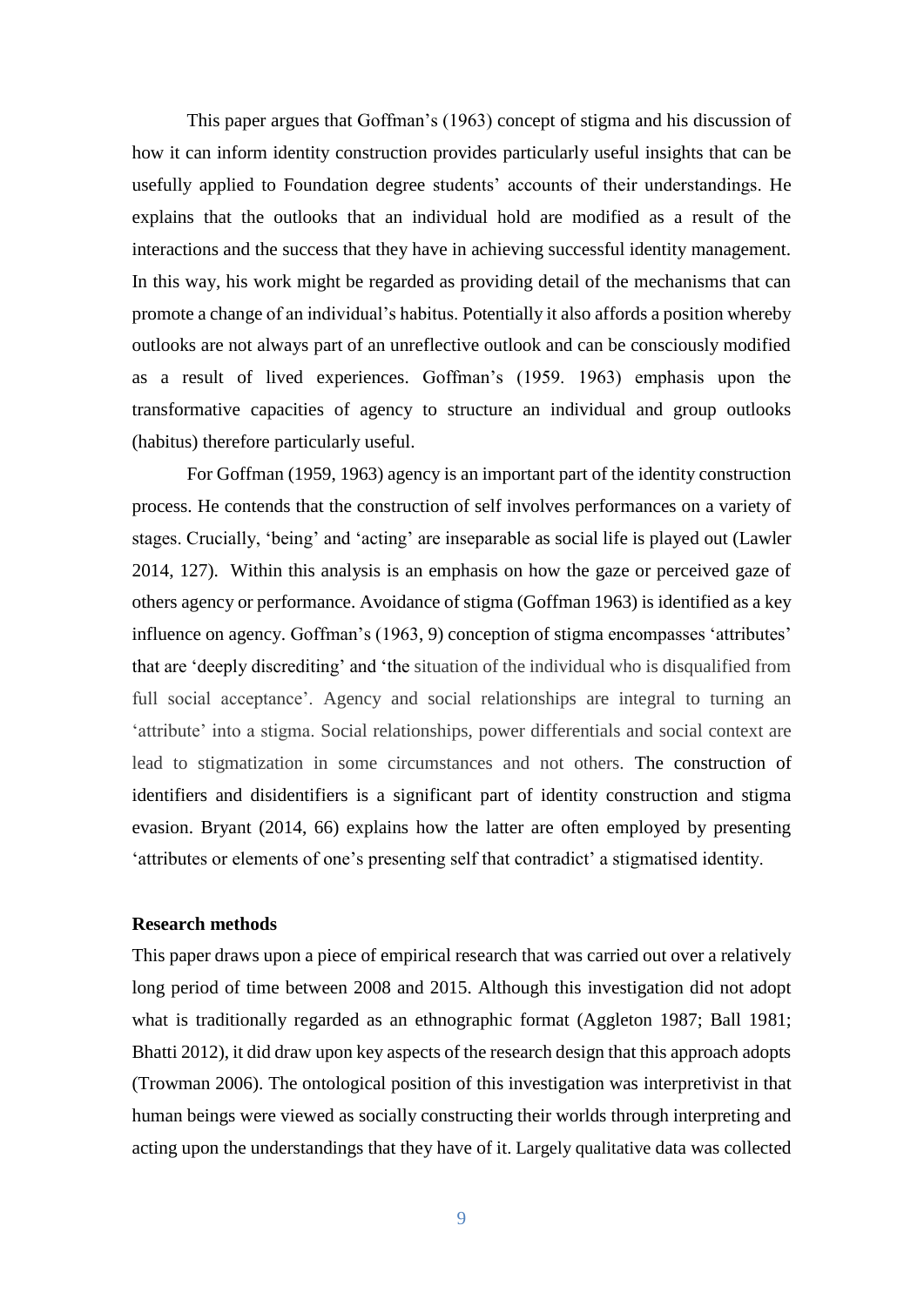This paper argues that Goffman's (1963) concept of stigma and his discussion of how it can inform identity construction provides particularly useful insights that can be usefully applied to Foundation degree students' accounts of their understandings. He explains that the outlooks that an individual hold are modified as a result of the interactions and the success that they have in achieving successful identity management. In this way, his work might be regarded as providing detail of the mechanisms that can promote a change of an individual's habitus. Potentially it also affords a position whereby outlooks are not always part of an unreflective outlook and can be consciously modified as a result of lived experiences. Goffman's (1959. 1963) emphasis upon the transformative capacities of agency to structure an individual and group outlooks (habitus) therefore particularly useful.

For Goffman (1959, 1963) agency is an important part of the identity construction process. He contends that the construction of self involves performances on a variety of stages. Crucially, 'being' and 'acting' are inseparable as social life is played out (Lawler 2014, 127). Within this analysis is an emphasis on how the gaze or perceived gaze of others agency or performance. Avoidance of stigma (Goffman 1963) is identified as a key influence on agency. Goffman's (1963, 9) conception of stigma encompasses 'attributes' that are 'deeply discrediting' and 'the situation of the individual who is disqualified from full social acceptance'. Agency and social relationships are integral to turning an 'attribute' into a stigma. Social relationships, power differentials and social context are lead to stigmatization in some circumstances and not others. The construction of identifiers and disidentifiers is a significant part of identity construction and stigma evasion. Bryant (2014, 66) explains how the latter are often employed by presenting 'attributes or elements of one's presenting self that contradict' a stigmatised identity.

**Research methods**

This paper draws upon a piece of empirical research that was carried out over a relatively long period of time between 2008 and 2015. Although this investigation did not adopt what is traditionally regarded as an ethnographic format (Aggleton 1987; Ball 1981; Bhatti 2012), it did draw upon key aspects of the research design that this approach adopts (Trowman 2006). The ontological position of this investigation was interpretivist in that human beings were viewed as socially constructing their worlds through interpreting and acting upon the understandings that they have of it. Largely qualitative data was collected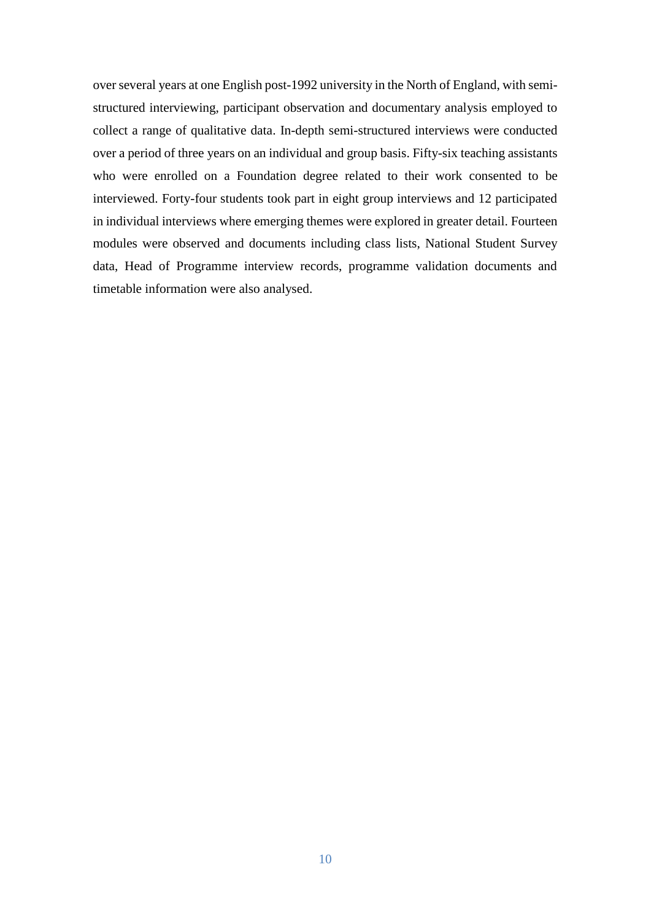over several years at one English post-1992 university in the North of England, with semi-structured interviewing, participant observation and documentary analysis employed to collect a range of qualitative data. In-depth semi-structured interviews were conducted over a period of three years on an individual and group basis. Fifty-six teaching assistants who were enrolled on a Foundation degree related to their work consented to be interviewed. Forty-four students took part in eight group interviews and 12 participated in individual interviews where emerging themes were explored in greater detail. Fourteen modules were observed and documents including class lists, National Student Survey data, Head of Programme interview records, programme validation documents and timetable information were also analysed.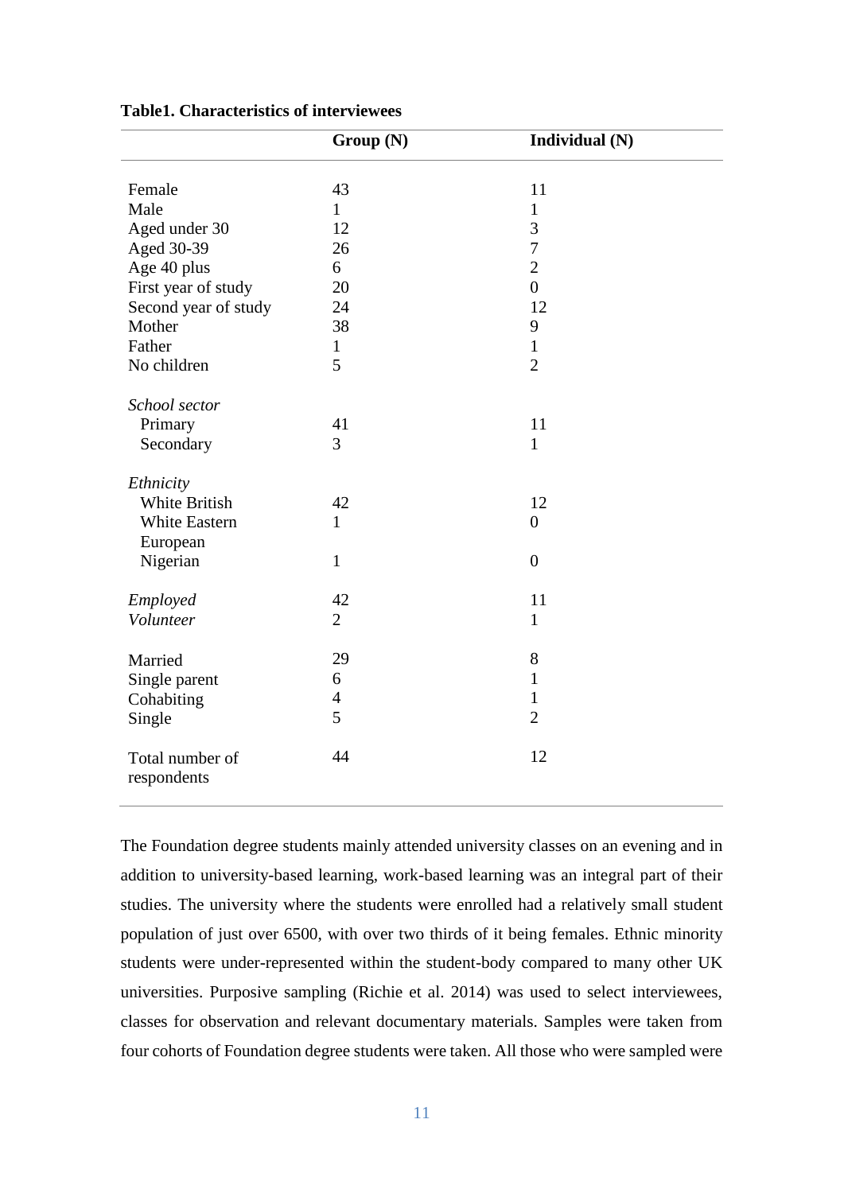**Table1. Characteristics of interviewees**

| | Group (N) | Individual (N) |
|---|---|---|
| Female | 43 | 11 |
| Male | 1 | 1 |
| Aged under 30 | 12 | 3 |
| Aged 30-39 | 26 | 7 |
| Age 40 plus | 6 | 2 |
| First year of study | 20 | 0 |
| Second year of study | 24 | 12 |
| Mother | 38 | 9 |
| Father | 1 | 1 |
| No children | 5 | 2 |
| *School sector* | | |
| Primary | 41 | 11 |
| Secondary | 3 | 1 |
| *Ethnicity* | | |
| White British | 42 | 12 |
| White Eastern European | 1 | 0 |
| Nigerian | 1 | 0 |
| *Employed* | 42 | 11 |
| *Volunteer* | 2 | 1 |
| Married | 29 | 8 |
| Single parent | 6 | 1 |
| Cohabiting | 4 | 1 |
| Single | 5 | 2 |
| Total number of respondents | 44 | 12 |

The Foundation degree students mainly attended university classes on an evening and in addition to university-based learning, work-based learning was an integral part of their studies. The university where the students were enrolled had a relatively small student population of just over 6500, with over two thirds of it being females. Ethnic minority students were under-represented within the student-body compared to many other UK universities. Purposive sampling (Richie et al. 2014) was used to select interviewees, classes for observation and relevant documentary materials. Samples were taken from four cohorts of Foundation degree students were taken. All those who were sampled were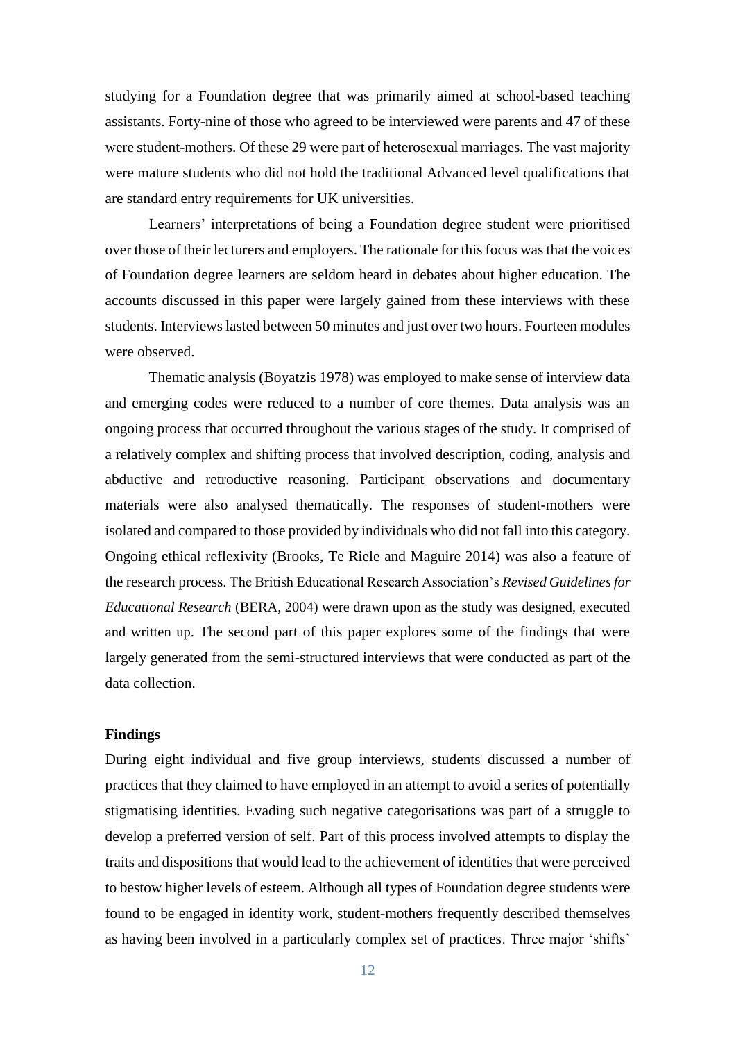studying for a Foundation degree that was primarily aimed at school-based teaching assistants. Forty-nine of those who agreed to be interviewed were parents and 47 of these were student-mothers. Of these 29 were part of heterosexual marriages. The vast majority were mature students who did not hold the traditional Advanced level qualifications that are standard entry requirements for UK universities.

Learners' interpretations of being a Foundation degree student were prioritised over those of their lecturers and employers. The rationale for this focus was that the voices of Foundation degree learners are seldom heard in debates about higher education. The accounts discussed in this paper were largely gained from these interviews with these students. Interviews lasted between 50 minutes and just over two hours. Fourteen modules were observed.

Thematic analysis (Boyatzis 1978) was employed to make sense of interview data and emerging codes were reduced to a number of core themes. Data analysis was an ongoing process that occurred throughout the various stages of the study. It comprised of a relatively complex and shifting process that involved description, coding, analysis and abductive and retroductive reasoning. Participant observations and documentary materials were also analysed thematically. The responses of student-mothers were isolated and compared to those provided by individuals who did not fall into this category. Ongoing ethical reflexivity (Brooks, Te Riele and Maguire 2014) was also a feature of the research process. The British Educational Research Association's *Revised Guidelines for Educational Research* (BERA, 2004) were drawn upon as the study was designed, executed and written up. The second part of this paper explores some of the findings that were largely generated from the semi-structured interviews that were conducted as part of the data collection.

**Findings**

During eight individual and five group interviews, students discussed a number of practices that they claimed to have employed in an attempt to avoid a series of potentially stigmatising identities. Evading such negative categorisations was part of a struggle to develop a preferred version of self. Part of this process involved attempts to display the traits and dispositions that would lead to the achievement of identities that were perceived to bestow higher levels of esteem. Although all types of Foundation degree students were found to be engaged in identity work, student-mothers frequently described themselves as having been involved in a particularly complex set of practices. Three major 'shifts'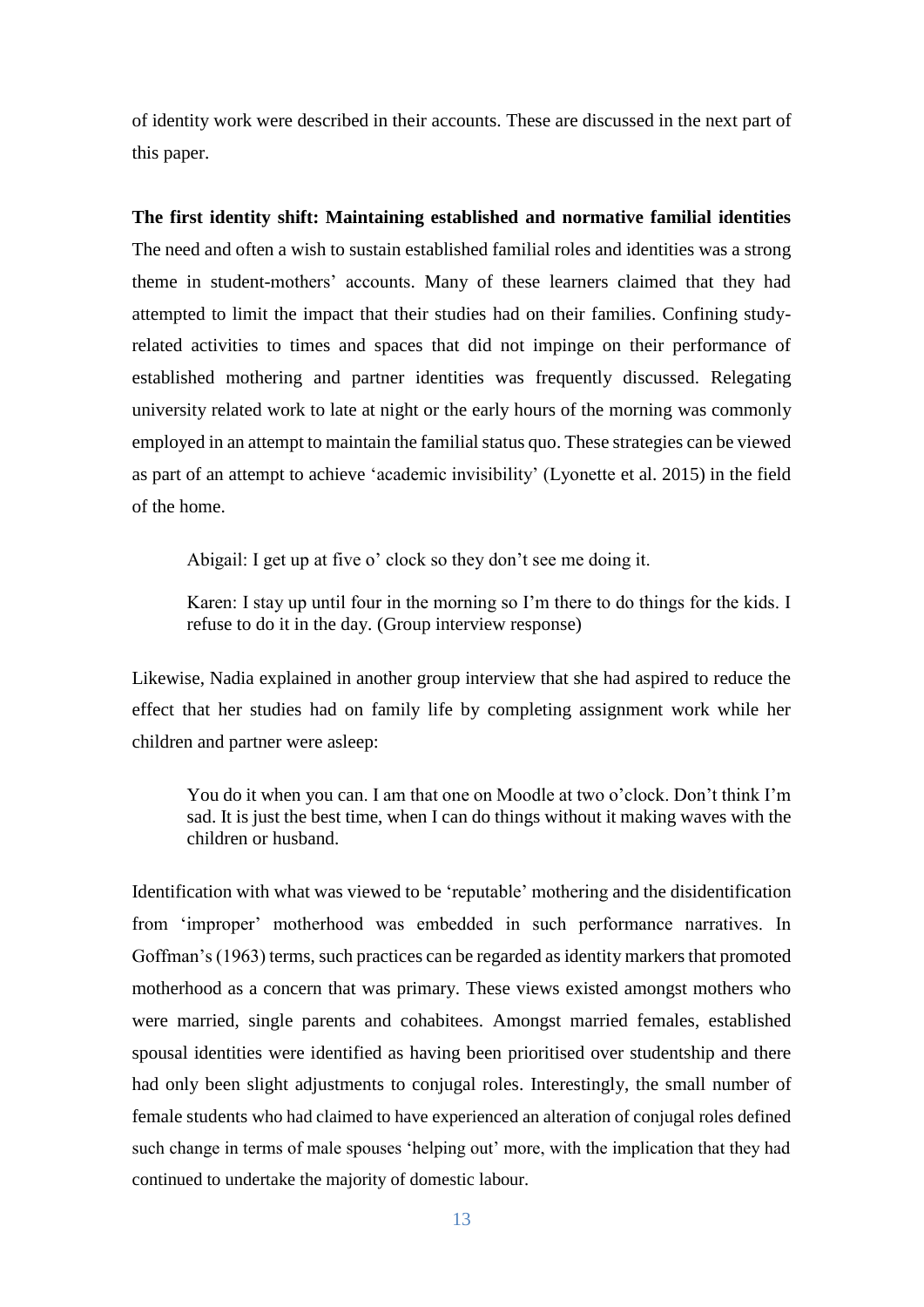of identity work were described in their accounts. These are discussed in the next part of this paper.

**The first identity shift: Maintaining established and normative familial identities**

The need and often a wish to sustain established familial roles and identities was a strong theme in student-mothers' accounts. Many of these learners claimed that they had attempted to limit the impact that their studies had on their families. Confining study-related activities to times and spaces that did not impinge on their performance of established mothering and partner identities was frequently discussed. Relegating university related work to late at night or the early hours of the morning was commonly employed in an attempt to maintain the familial status quo. These strategies can be viewed as part of an attempt to achieve 'academic invisibility' (Lyonette et al. 2015) in the field of the home.

> Abigail: I get up at five o' clock so they don't see me doing it.
>
> Karen: I stay up until four in the morning so I'm there to do things for the kids. I refuse to do it in the day. (Group interview response)

Likewise, Nadia explained in another group interview that she had aspired to reduce the effect that her studies had on family life by completing assignment work while her children and partner were asleep:

> You do it when you can. I am that one on Moodle at two o'clock. Don't think I'm sad. It is just the best time, when I can do things without it making waves with the children or husband.

Identification with what was viewed to be 'reputable' mothering and the disidentification from 'improper' motherhood was embedded in such performance narratives. In Goffman's (1963) terms, such practices can be regarded as identity markers that promoted motherhood as a concern that was primary. These views existed amongst mothers who were married, single parents and cohabitees. Amongst married females, established spousal identities were identified as having been prioritised over studentship and there had only been slight adjustments to conjugal roles. Interestingly, the small number of female students who had claimed to have experienced an alteration of conjugal roles defined such change in terms of male spouses 'helping out' more, with the implication that they had continued to undertake the majority of domestic labour.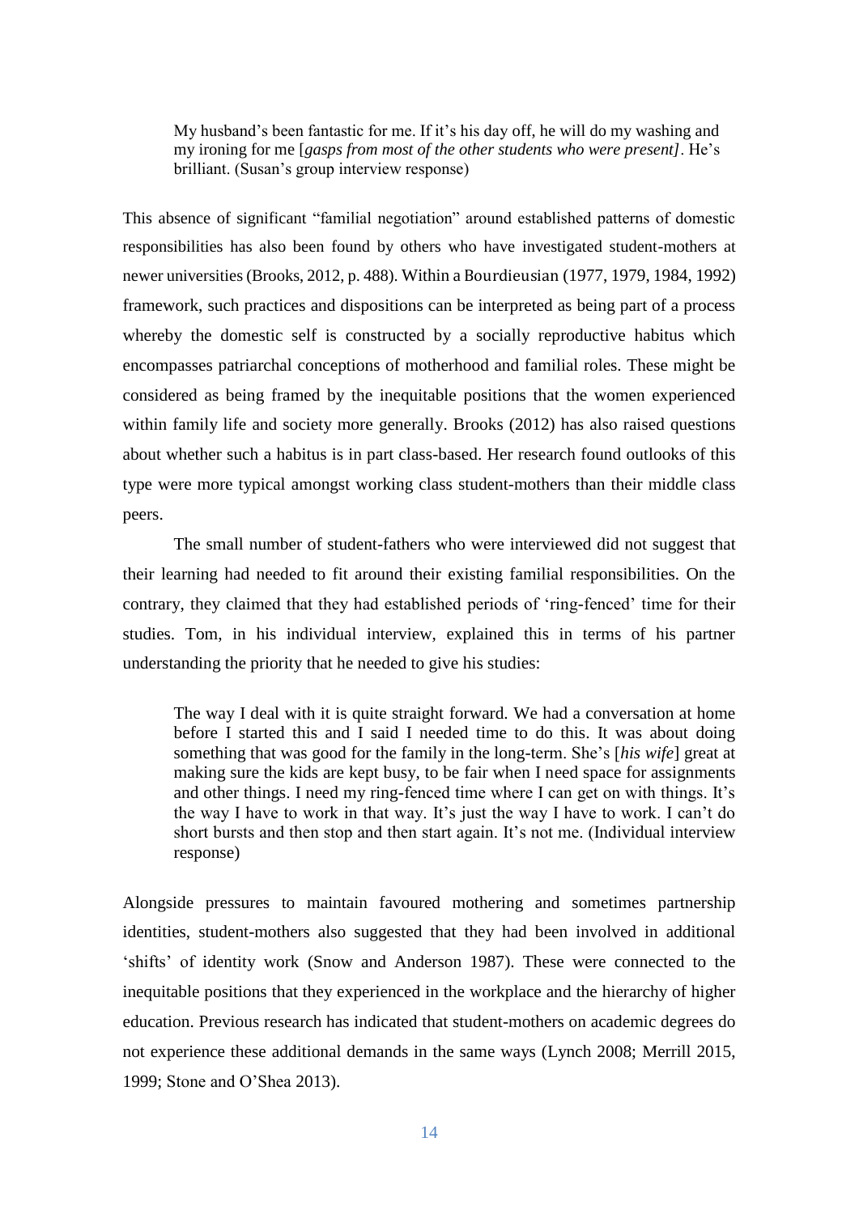> My husband's been fantastic for me. If it's his day off, he will do my washing and my ironing for me [*gasps from most of the other students who were present]*. He's brilliant. (Susan's group interview response)

This absence of significant "familial negotiation" around established patterns of domestic responsibilities has also been found by others who have investigated student-mothers at newer universities (Brooks, 2012, p. 488). Within a Bourdieusian (1977, 1979, 1984, 1992) framework, such practices and dispositions can be interpreted as being part of a process whereby the domestic self is constructed by a socially reproductive habitus which encompasses patriarchal conceptions of motherhood and familial roles. These might be considered as being framed by the inequitable positions that the women experienced within family life and society more generally. Brooks (2012) has also raised questions about whether such a habitus is in part class-based. Her research found outlooks of this type were more typical amongst working class student-mothers than their middle class peers.

The small number of student-fathers who were interviewed did not suggest that their learning had needed to fit around their existing familial responsibilities. On the contrary, they claimed that they had established periods of 'ring-fenced' time for their studies. Tom, in his individual interview, explained this in terms of his partner understanding the priority that he needed to give his studies:

> The way I deal with it is quite straight forward. We had a conversation at home before I started this and I said I needed time to do this. It was about doing something that was good for the family in the long-term. She's [*his wife*] great at making sure the kids are kept busy, to be fair when I need space for assignments and other things. I need my ring-fenced time where I can get on with things. It's the way I have to work in that way. It's just the way I have to work. I can't do short bursts and then stop and then start again. It's not me. (Individual interview response)

Alongside pressures to maintain favoured mothering and sometimes partnership identities, student-mothers also suggested that they had been involved in additional 'shifts' of identity work (Snow and Anderson 1987). These were connected to the inequitable positions that they experienced in the workplace and the hierarchy of higher education. Previous research has indicated that student-mothers on academic degrees do not experience these additional demands in the same ways (Lynch 2008; Merrill 2015, 1999; Stone and O'Shea 2013).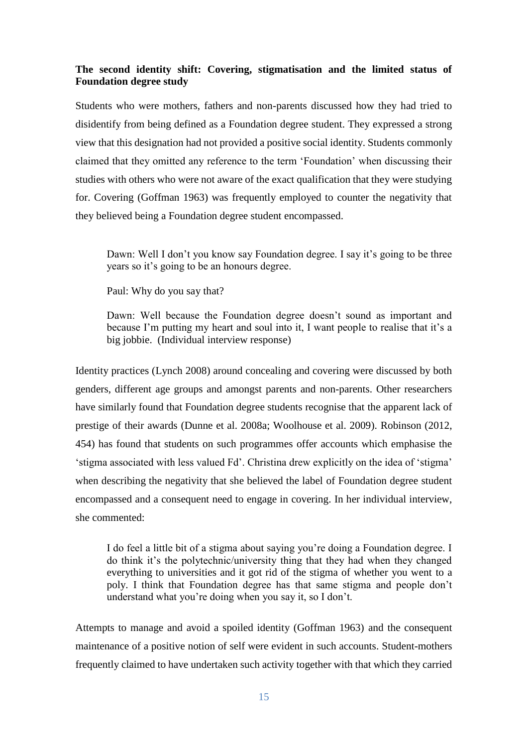### The second identity shift: Covering, stigmatisation and the limited status of Foundation degree study

Students who were mothers, fathers and non-parents discussed how they had tried to disidentify from being defined as a Foundation degree student. They expressed a strong view that this designation had not provided a positive social identity. Students commonly claimed that they omitted any reference to the term 'Foundation' when discussing their studies with others who were not aware of the exact qualification that they were studying for. Covering (Goffman 1963) was frequently employed to counter the negativity that they believed being a Foundation degree student encompassed.

> Dawn: Well I don't you know say Foundation degree. I say it's going to be three years so it's going to be an honours degree.
>
> Paul: Why do you say that?
>
> Dawn: Well because the Foundation degree doesn't sound as important and because I'm putting my heart and soul into it, I want people to realise that it's a big jobbie. (Individual interview response)

Identity practices (Lynch 2008) around concealing and covering were discussed by both genders, different age groups and amongst parents and non-parents. Other researchers have similarly found that Foundation degree students recognise that the apparent lack of prestige of their awards (Dunne et al. 2008a; Woolhouse et al. 2009). Robinson (2012, 454) has found that students on such programmes offer accounts which emphasise the 'stigma associated with less valued Fd'. Christina drew explicitly on the idea of 'stigma' when describing the negativity that she believed the label of Foundation degree student encompassed and a consequent need to engage in covering. In her individual interview, she commented:

> I do feel a little bit of a stigma about saying you're doing a Foundation degree. I do think it's the polytechnic/university thing that they had when they changed everything to universities and it got rid of the stigma of whether you went to a poly. I think that Foundation degree has that same stigma and people don't understand what you're doing when you say it, so I don't.

Attempts to manage and avoid a spoiled identity (Goffman 1963) and the consequent maintenance of a positive notion of self were evident in such accounts. Student-mothers frequently claimed to have undertaken such activity together with that which they carried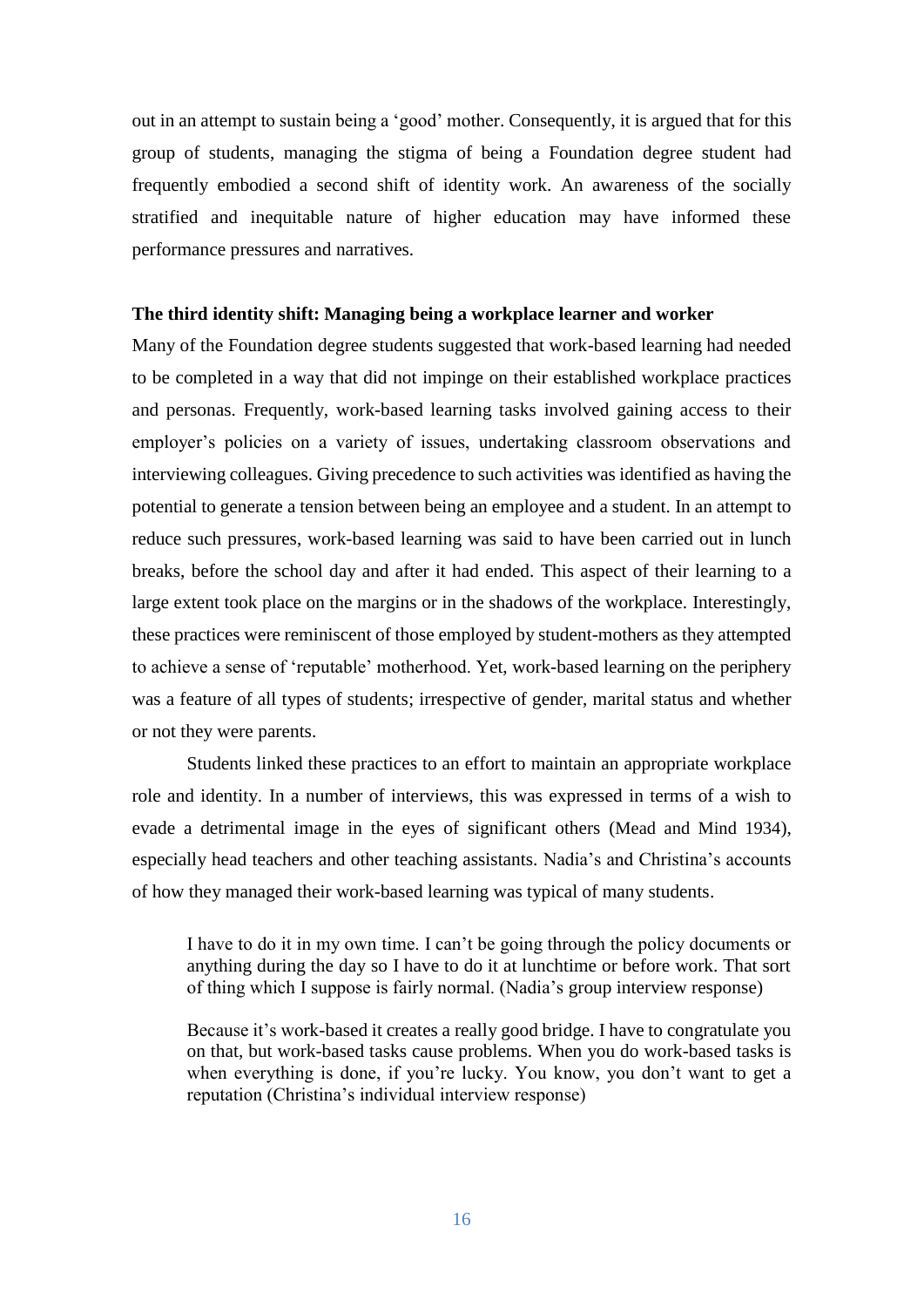out in an attempt to sustain being a 'good' mother. Consequently, it is argued that for this group of students, managing the stigma of being a Foundation degree student had frequently embodied a second shift of identity work. An awareness of the socially stratified and inequitable nature of higher education may have informed these performance pressures and narratives.

**The third identity shift: Managing being a workplace learner and worker**

Many of the Foundation degree students suggested that work-based learning had needed to be completed in a way that did not impinge on their established workplace practices and personas. Frequently, work-based learning tasks involved gaining access to their employer's policies on a variety of issues, undertaking classroom observations and interviewing colleagues. Giving precedence to such activities was identified as having the potential to generate a tension between being an employee and a student. In an attempt to reduce such pressures, work-based learning was said to have been carried out in lunch breaks, before the school day and after it had ended. This aspect of their learning to a large extent took place on the margins or in the shadows of the workplace. Interestingly, these practices were reminiscent of those employed by student-mothers as they attempted to achieve a sense of 'reputable' motherhood. Yet, work-based learning on the periphery was a feature of all types of students; irrespective of gender, marital status and whether or not they were parents.

Students linked these practices to an effort to maintain an appropriate workplace role and identity. In a number of interviews, this was expressed in terms of a wish to evade a detrimental image in the eyes of significant others (Mead and Mind 1934), especially head teachers and other teaching assistants. Nadia's and Christina's accounts of how they managed their work-based learning was typical of many students.

> I have to do it in my own time. I can't be going through the policy documents or anything during the day so I have to do it at lunchtime or before work. That sort of thing which I suppose is fairly normal. (Nadia's group interview response)

> Because it's work-based it creates a really good bridge. I have to congratulate you on that, but work-based tasks cause problems. When you do work-based tasks is when everything is done, if you're lucky. You know, you don't want to get a reputation (Christina's individual interview response)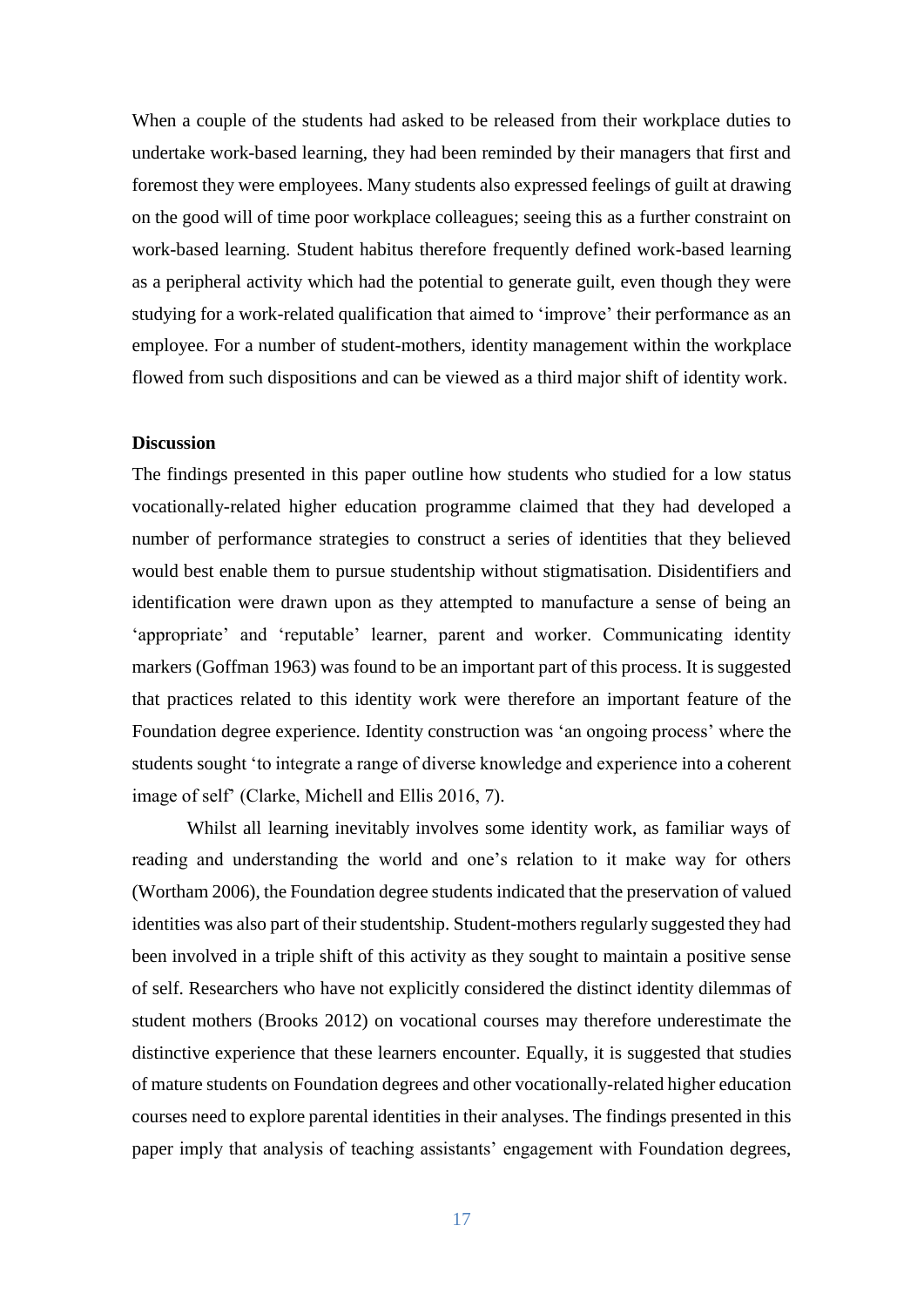When a couple of the students had asked to be released from their workplace duties to undertake work-based learning, they had been reminded by their managers that first and foremost they were employees. Many students also expressed feelings of guilt at drawing on the good will of time poor workplace colleagues; seeing this as a further constraint on work-based learning. Student habitus therefore frequently defined work-based learning as a peripheral activity which had the potential to generate guilt, even though they were studying for a work-related qualification that aimed to 'improve' their performance as an employee. For a number of student-mothers, identity management within the workplace flowed from such dispositions and can be viewed as a third major shift of identity work.

**Discussion**

The findings presented in this paper outline how students who studied for a low status vocationally-related higher education programme claimed that they had developed a number of performance strategies to construct a series of identities that they believed would best enable them to pursue studentship without stigmatisation. Disidentifiers and identification were drawn upon as they attempted to manufacture a sense of being an 'appropriate' and 'reputable' learner, parent and worker. Communicating identity markers (Goffman 1963) was found to be an important part of this process. It is suggested that practices related to this identity work were therefore an important feature of the Foundation degree experience. Identity construction was 'an ongoing process' where the students sought 'to integrate a range of diverse knowledge and experience into a coherent image of self' (Clarke, Michell and Ellis 2016, 7).

Whilst all learning inevitably involves some identity work, as familiar ways of reading and understanding the world and one's relation to it make way for others (Wortham 2006), the Foundation degree students indicated that the preservation of valued identities was also part of their studentship. Student-mothers regularly suggested they had been involved in a triple shift of this activity as they sought to maintain a positive sense of self. Researchers who have not explicitly considered the distinct identity dilemmas of student mothers (Brooks 2012) on vocational courses may therefore underestimate the distinctive experience that these learners encounter. Equally, it is suggested that studies of mature students on Foundation degrees and other vocationally-related higher education courses need to explore parental identities in their analyses. The findings presented in this paper imply that analysis of teaching assistants' engagement with Foundation degrees,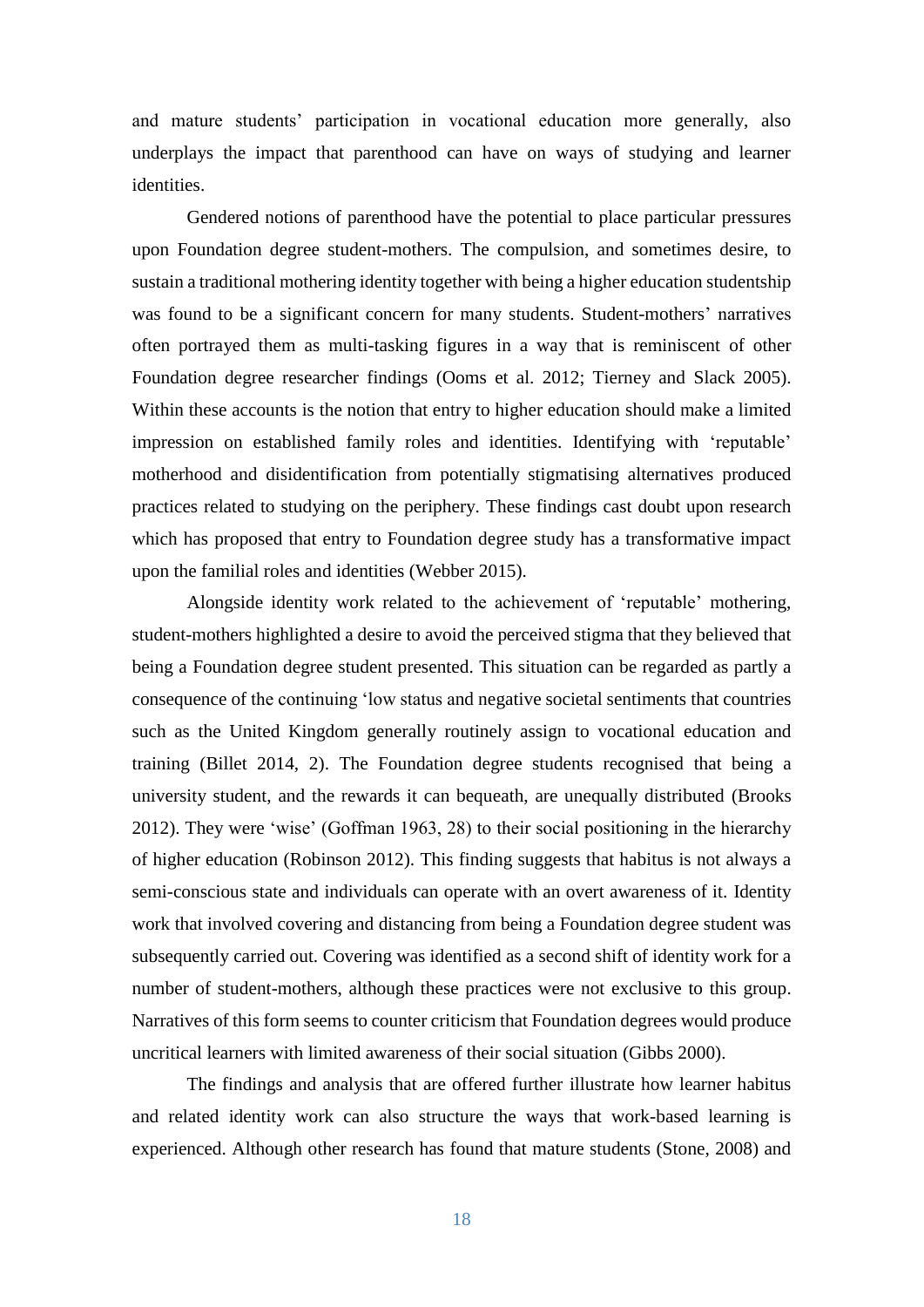and mature students' participation in vocational education more generally, also underplays the impact that parenthood can have on ways of studying and learner identities.

Gendered notions of parenthood have the potential to place particular pressures upon Foundation degree student-mothers. The compulsion, and sometimes desire, to sustain a traditional mothering identity together with being a higher education studentship was found to be a significant concern for many students. Student-mothers' narratives often portrayed them as multi-tasking figures in a way that is reminiscent of other Foundation degree researcher findings (Ooms et al. 2012; Tierney and Slack 2005). Within these accounts is the notion that entry to higher education should make a limited impression on established family roles and identities. Identifying with 'reputable' motherhood and disidentification from potentially stigmatising alternatives produced practices related to studying on the periphery. These findings cast doubt upon research which has proposed that entry to Foundation degree study has a transformative impact upon the familial roles and identities (Webber 2015).

Alongside identity work related to the achievement of 'reputable' mothering, student-mothers highlighted a desire to avoid the perceived stigma that they believed that being a Foundation degree student presented. This situation can be regarded as partly a consequence of the continuing 'low status and negative societal sentiments that countries such as the United Kingdom generally routinely assign to vocational education and training (Billet 2014, 2). The Foundation degree students recognised that being a university student, and the rewards it can bequeath, are unequally distributed (Brooks 2012). They were 'wise' (Goffman 1963, 28) to their social positioning in the hierarchy of higher education (Robinson 2012). This finding suggests that habitus is not always a semi-conscious state and individuals can operate with an overt awareness of it. Identity work that involved covering and distancing from being a Foundation degree student was subsequently carried out. Covering was identified as a second shift of identity work for a number of student-mothers, although these practices were not exclusive to this group. Narratives of this form seems to counter criticism that Foundation degrees would produce uncritical learners with limited awareness of their social situation (Gibbs 2000).

The findings and analysis that are offered further illustrate how learner habitus and related identity work can also structure the ways that work-based learning is experienced. Although other research has found that mature students (Stone, 2008) and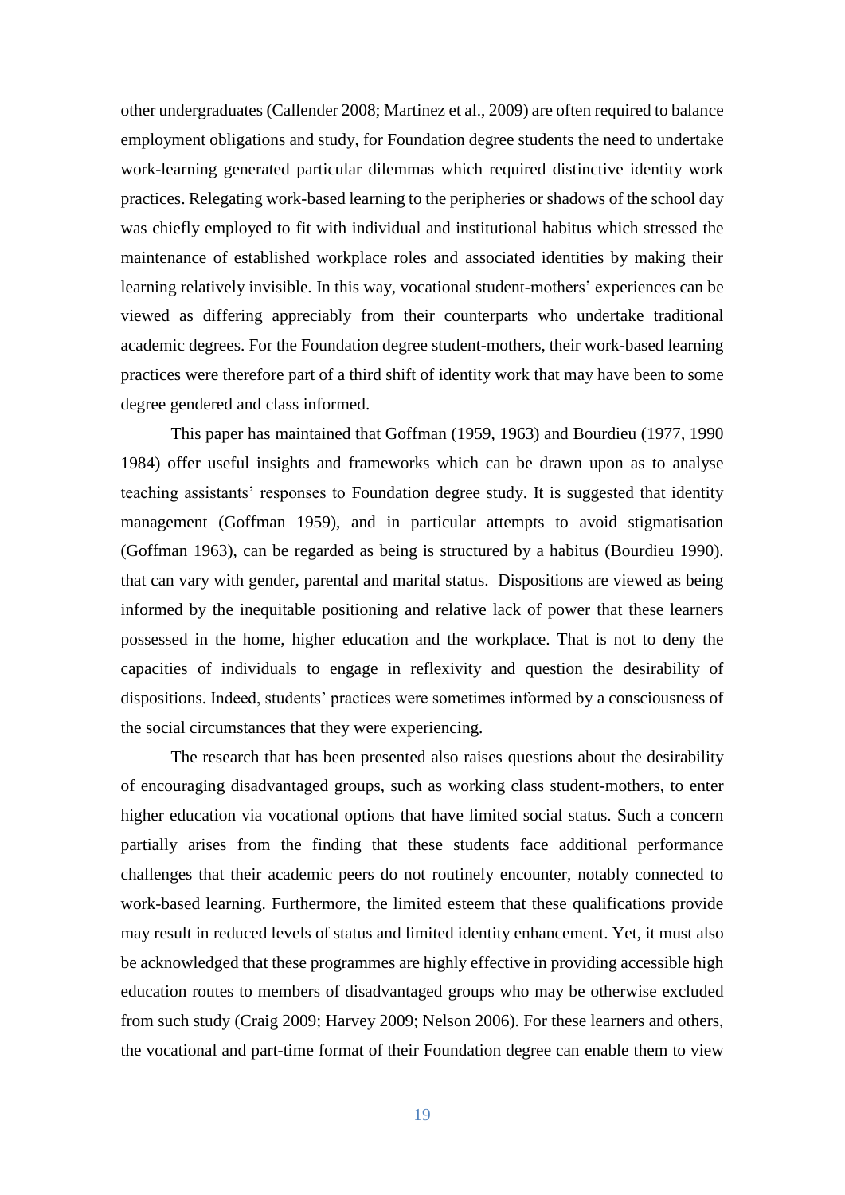other undergraduates (Callender 2008; Martinez et al., 2009) are often required to balance employment obligations and study, for Foundation degree students the need to undertake work-learning generated particular dilemmas which required distinctive identity work practices. Relegating work-based learning to the peripheries or shadows of the school day was chiefly employed to fit with individual and institutional habitus which stressed the maintenance of established workplace roles and associated identities by making their learning relatively invisible. In this way, vocational student-mothers' experiences can be viewed as differing appreciably from their counterparts who undertake traditional academic degrees. For the Foundation degree student-mothers, their work-based learning practices were therefore part of a third shift of identity work that may have been to some degree gendered and class informed.

This paper has maintained that Goffman (1959, 1963) and Bourdieu (1977, 1990 1984) offer useful insights and frameworks which can be drawn upon as to analyse teaching assistants' responses to Foundation degree study. It is suggested that identity management (Goffman 1959), and in particular attempts to avoid stigmatisation (Goffman 1963), can be regarded as being is structured by a habitus (Bourdieu 1990). that can vary with gender, parental and marital status. Dispositions are viewed as being informed by the inequitable positioning and relative lack of power that these learners possessed in the home, higher education and the workplace. That is not to deny the capacities of individuals to engage in reflexivity and question the desirability of dispositions. Indeed, students' practices were sometimes informed by a consciousness of the social circumstances that they were experiencing.

The research that has been presented also raises questions about the desirability of encouraging disadvantaged groups, such as working class student-mothers, to enter higher education via vocational options that have limited social status. Such a concern partially arises from the finding that these students face additional performance challenges that their academic peers do not routinely encounter, notably connected to work-based learning. Furthermore, the limited esteem that these qualifications provide may result in reduced levels of status and limited identity enhancement. Yet, it must also be acknowledged that these programmes are highly effective in providing accessible high education routes to members of disadvantaged groups who may be otherwise excluded from such study (Craig 2009; Harvey 2009; Nelson 2006). For these learners and others, the vocational and part-time format of their Foundation degree can enable them to view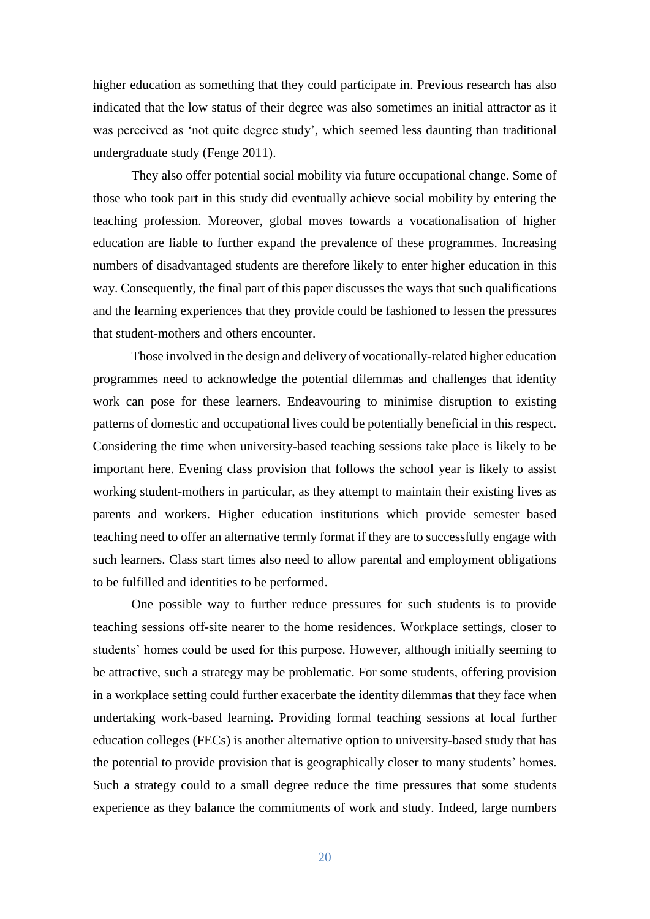higher education as something that they could participate in. Previous research has also indicated that the low status of their degree was also sometimes an initial attractor as it was perceived as 'not quite degree study', which seemed less daunting than traditional undergraduate study (Fenge 2011).

They also offer potential social mobility via future occupational change. Some of those who took part in this study did eventually achieve social mobility by entering the teaching profession. Moreover, global moves towards a vocationalisation of higher education are liable to further expand the prevalence of these programmes. Increasing numbers of disadvantaged students are therefore likely to enter higher education in this way. Consequently, the final part of this paper discusses the ways that such qualifications and the learning experiences that they provide could be fashioned to lessen the pressures that student-mothers and others encounter.

Those involved in the design and delivery of vocationally-related higher education programmes need to acknowledge the potential dilemmas and challenges that identity work can pose for these learners. Endeavouring to minimise disruption to existing patterns of domestic and occupational lives could be potentially beneficial in this respect. Considering the time when university-based teaching sessions take place is likely to be important here. Evening class provision that follows the school year is likely to assist working student-mothers in particular, as they attempt to maintain their existing lives as parents and workers. Higher education institutions which provide semester based teaching need to offer an alternative termly format if they are to successfully engage with such learners. Class start times also need to allow parental and employment obligations to be fulfilled and identities to be performed.

One possible way to further reduce pressures for such students is to provide teaching sessions off-site nearer to the home residences. Workplace settings, closer to students' homes could be used for this purpose. However, although initially seeming to be attractive, such a strategy may be problematic. For some students, offering provision in a workplace setting could further exacerbate the identity dilemmas that they face when undertaking work-based learning. Providing formal teaching sessions at local further education colleges (FECs) is another alternative option to university-based study that has the potential to provide provision that is geographically closer to many students' homes. Such a strategy could to a small degree reduce the time pressures that some students experience as they balance the commitments of work and study. Indeed, large numbers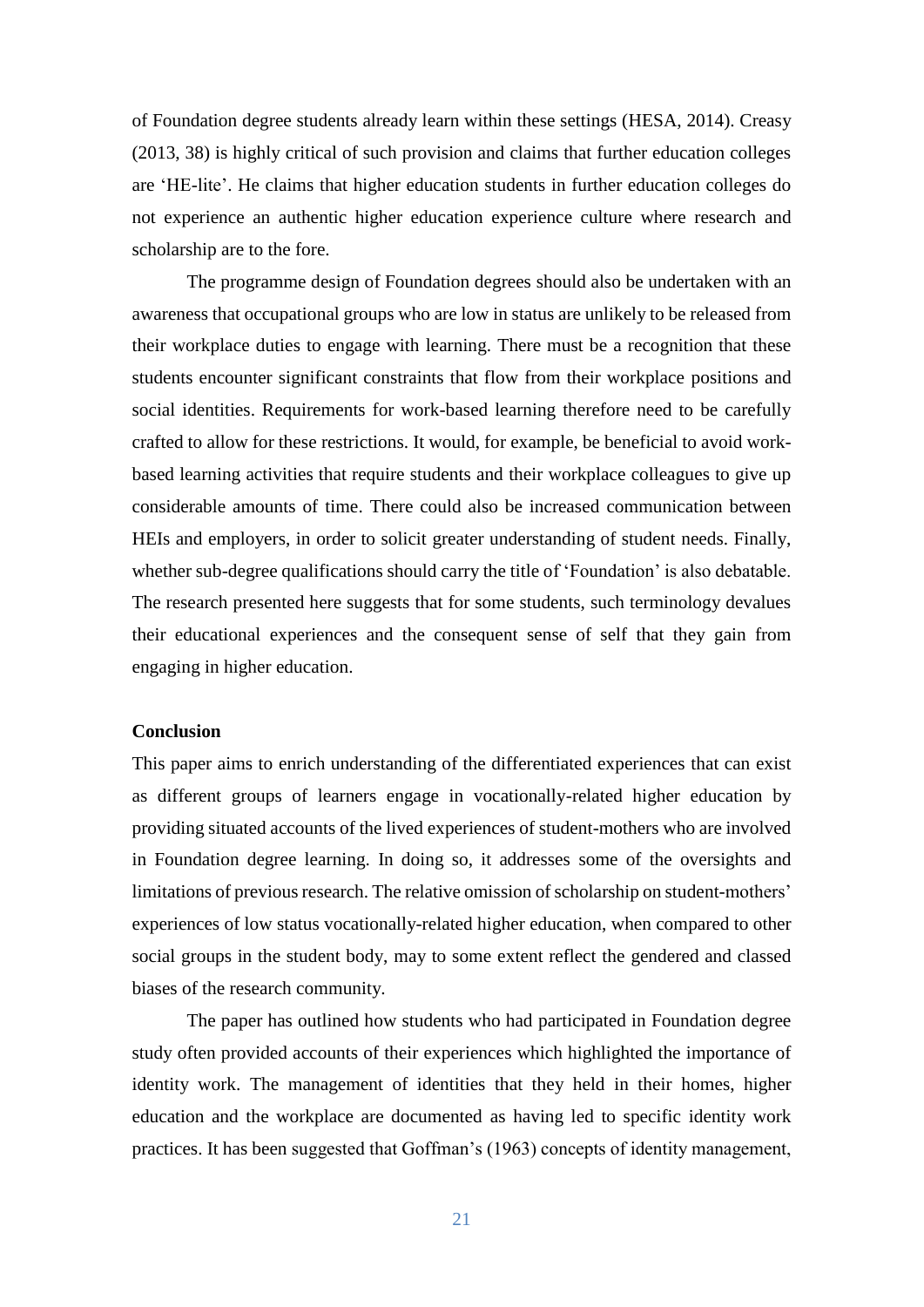of Foundation degree students already learn within these settings (HESA, 2014). Creasy (2013, 38) is highly critical of such provision and claims that further education colleges are 'HE-lite'. He claims that higher education students in further education colleges do not experience an authentic higher education experience culture where research and scholarship are to the fore.

The programme design of Foundation degrees should also be undertaken with an awareness that occupational groups who are low in status are unlikely to be released from their workplace duties to engage with learning. There must be a recognition that these students encounter significant constraints that flow from their workplace positions and social identities. Requirements for work-based learning therefore need to be carefully crafted to allow for these restrictions. It would, for example, be beneficial to avoid work-based learning activities that require students and their workplace colleagues to give up considerable amounts of time. There could also be increased communication between HEIs and employers, in order to solicit greater understanding of student needs. Finally, whether sub-degree qualifications should carry the title of 'Foundation' is also debatable. The research presented here suggests that for some students, such terminology devalues their educational experiences and the consequent sense of self that they gain from engaging in higher education.

**Conclusion**

This paper aims to enrich understanding of the differentiated experiences that can exist as different groups of learners engage in vocationally-related higher education by providing situated accounts of the lived experiences of student-mothers who are involved in Foundation degree learning. In doing so, it addresses some of the oversights and limitations of previous research. The relative omission of scholarship on student-mothers' experiences of low status vocationally-related higher education, when compared to other social groups in the student body, may to some extent reflect the gendered and classed biases of the research community.

The paper has outlined how students who had participated in Foundation degree study often provided accounts of their experiences which highlighted the importance of identity work. The management of identities that they held in their homes, higher education and the workplace are documented as having led to specific identity work practices. It has been suggested that Goffman's (1963) concepts of identity management,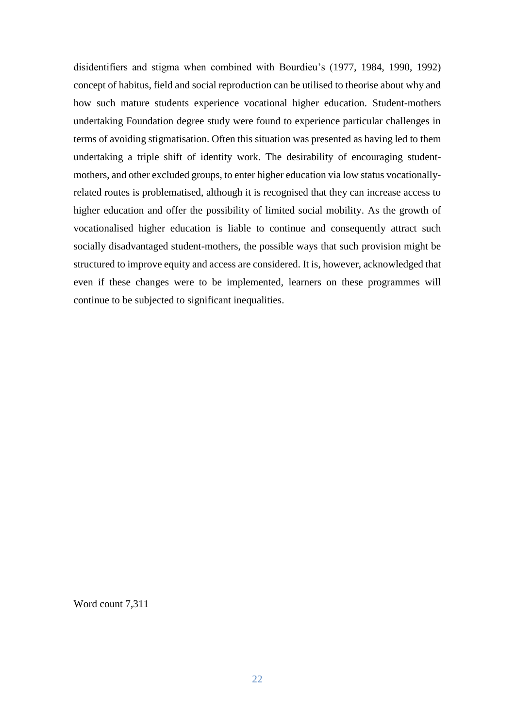disidentifiers and stigma when combined with Bourdieu's (1977, 1984, 1990, 1992) concept of habitus, field and social reproduction can be utilised to theorise about why and how such mature students experience vocational higher education. Student-mothers undertaking Foundation degree study were found to experience particular challenges in terms of avoiding stigmatisation. Often this situation was presented as having led to them undertaking a triple shift of identity work. The desirability of encouraging student-mothers, and other excluded groups, to enter higher education via low status vocationally-related routes is problematised, although it is recognised that they can increase access to higher education and offer the possibility of limited social mobility. As the growth of vocationalised higher education is liable to continue and consequently attract such socially disadvantaged student-mothers, the possible ways that such provision might be structured to improve equity and access are considered. It is, however, acknowledged that even if these changes were to be implemented, learners on these programmes will continue to be subjected to significant inequalities.

Word count 7,311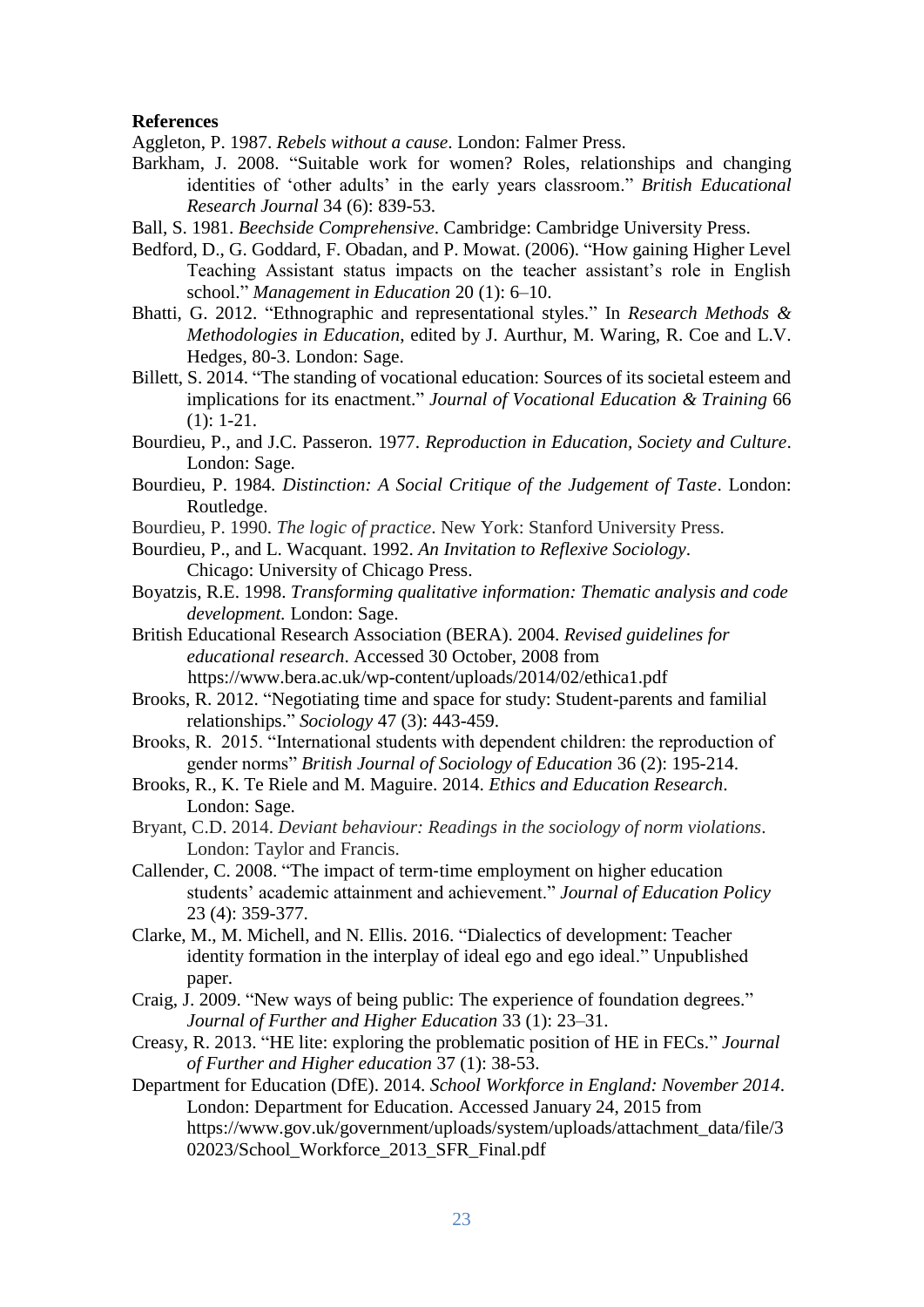**References**

Aggleton, P. 1987. *Rebels without a cause*. London: Falmer Press.

Barkham, J. 2008. “Suitable work for women? Roles, relationships and changing identities of ‘other adults’ in the early years classroom.” *British Educational Research Journal* 34 (6): 839-53.

Ball, S. 1981. *Beechside Comprehensive*. Cambridge: Cambridge University Press.

Bedford, D., G. Goddard, F. Obadan, and P. Mowat. (2006). “How gaining Higher Level Teaching Assistant status impacts on the teacher assistant’s role in English school.” *Management in Education* 20 (1): 6–10.

Bhatti, G. 2012. “Ethnographic and representational styles.” In *Research Methods & Methodologies in Education*, edited by J. Aurthur, M. Waring, R. Coe and L.V. Hedges, 80-3. London: Sage.

Billett, S. 2014. “The standing of vocational education: Sources of its societal esteem and implications for its enactment.” *Journal of Vocational Education & Training* 66 (1): 1-21.

Bourdieu, P., and J.C. Passeron. 1977. *Reproduction in Education, Society and Culture*. London: Sage.

Bourdieu, P. 1984. *Distinction: A Social Critique of the Judgement of Taste*. London: Routledge.

Bourdieu, P. 1990. *The logic of practice*. New York: Stanford University Press.

Bourdieu, P., and L. Wacquant. 1992. *An Invitation to Reflexive Sociology*. Chicago: University of Chicago Press.

Boyatzis, R.E. 1998. *Transforming qualitative information: Thematic analysis and code development.* London: Sage.

British Educational Research Association (BERA). 2004. *Revised guidelines for educational research*. Accessed 30 October, 2008 from https://www.bera.ac.uk/wp-content/uploads/2014/02/ethica1.pdf

Brooks, R. 2012. “Negotiating time and space for study: Student-parents and familial relationships.” *Sociology* 47 (3): 443-459.

Brooks, R. 2015. “International students with dependent children: the reproduction of gender norms” *British Journal of Sociology of Education* 36 (2): 195-214.

Brooks, R., K. Te Riele and M. Maguire. 2014. *Ethics and Education Research*. London: Sage.

Bryant, C.D. 2014. *Deviant behaviour: Readings in the sociology of norm violations*. London: Taylor and Francis.

Callender, C. 2008. “The impact of term-time employment on higher education students’ academic attainment and achievement.” *Journal of Education Policy* 23 (4): 359-377.

Clarke, M., M. Michell, and N. Ellis. 2016. “Dialectics of development: Teacher identity formation in the interplay of ideal ego and ego ideal.” Unpublished paper.

Craig, J. 2009. “New ways of being public: The experience of foundation degrees.” *Journal of Further and Higher Education* 33 (1): 23–31.

Creasy, R. 2013. “HE lite: exploring the problematic position of HE in FECs.” *Journal of Further and Higher education* 37 (1): 38-53.

Department for Education (DfE). 2014. *School Workforce in England: November 2014*. London: Department for Education. Accessed January 24, 2015 from https://www.gov.uk/government/uploads/system/uploads/attachment_data/file/302023/School_Workforce_2013_SFR_Final.pdf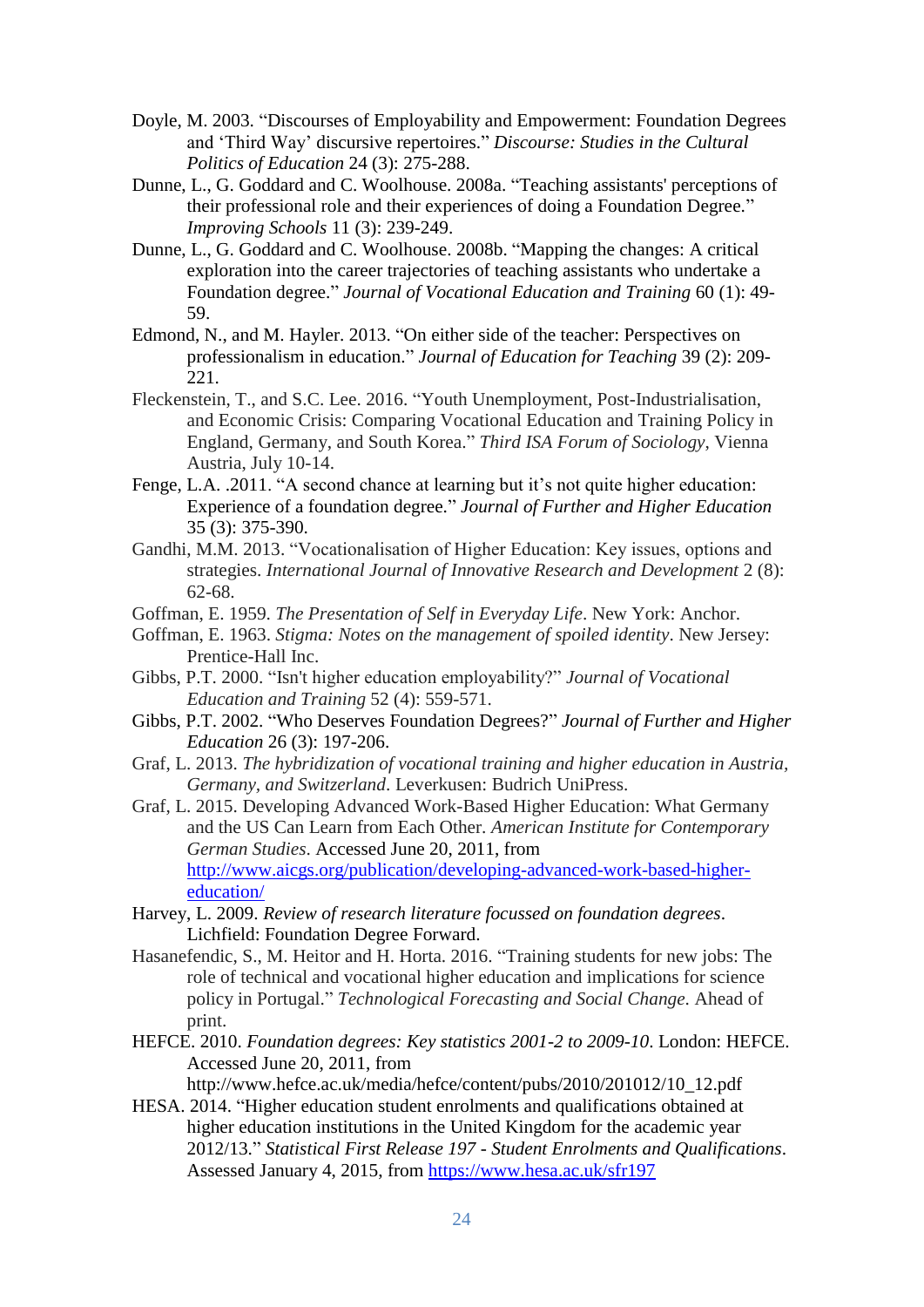Doyle, M. 2003. "Discourses of Employability and Empowerment: Foundation Degrees and 'Third Way' discursive repertoires." *Discourse: Studies in the Cultural Politics of Education* 24 (3): 275-288.

Dunne, L., G. Goddard and C. Woolhouse. 2008a. "Teaching assistants' perceptions of their professional role and their experiences of doing a Foundation Degree." *Improving Schools* 11 (3): 239-249.

Dunne, L., G. Goddard and C. Woolhouse. 2008b. "Mapping the changes: A critical exploration into the career trajectories of teaching assistants who undertake a Foundation degree." *Journal of Vocational Education and Training* 60 (1): 49-59.

Edmond, N., and M. Hayler. 2013. "On either side of the teacher: Perspectives on professionalism in education." *Journal of Education for Teaching* 39 (2): 209-221.

Fleckenstein, T., and S.C. Lee. 2016. "Youth Unemployment, Post-Industrialisation, and Economic Crisis: Comparing Vocational Education and Training Policy in England, Germany, and South Korea." *Third ISA Forum of Sociology*, Vienna Austria, July 10-14.

Fenge, L.A. .2011. "A second chance at learning but it's not quite higher education: Experience of a foundation degree." *Journal of Further and Higher Education* 35 (3): 375-390.

Gandhi, M.M. 2013. "Vocationalisation of Higher Education: Key issues, options and strategies. *International Journal of Innovative Research and Development* 2 (8): 62-68.

Goffman, E. 1959. *The Presentation of Self in Everyday Life*. New York: Anchor.

Goffman, E. 1963. *Stigma: Notes on the management of spoiled identity*. New Jersey: Prentice-Hall Inc.

Gibbs, P.T. 2000. "Isn't higher education employability?" *Journal of Vocational Education and Training* 52 (4): 559-571.

Gibbs, P.T. 2002. "Who Deserves Foundation Degrees?" *Journal of Further and Higher Education* 26 (3): 197-206.

Graf, L. 2013. *The hybridization of vocational training and higher education in Austria, Germany, and Switzerland*. Leverkusen: Budrich UniPress.

Graf, L. 2015. Developing Advanced Work-Based Higher Education: What Germany and the US Can Learn from Each Other. *American Institute for Contemporary German Studies*. Accessed June 20, 2011, from http://www.aicgs.org/publication/developing-advanced-work-based-higher-education/

Harvey, L. 2009. *Review of research literature focussed on foundation degrees*. Lichfield: Foundation Degree Forward.

Hasanefendic, S., M. Heitor and H. Horta. 2016. "Training students for new jobs: The role of technical and vocational higher education and implications for science policy in Portugal." *Technological Forecasting and Social Change.* Ahead of print.

HEFCE. 2010. *Foundation degrees: Key statistics 2001-2 to 2009-10*. London: HEFCE. Accessed June 20, 2011, from http://www.hefce.ac.uk/media/hefce/content/pubs/2010/201012/10_12.pdf

HESA. 2014. "Higher education student enrolments and qualifications obtained at higher education institutions in the United Kingdom for the academic year 2012/13." *Statistical First Release 197 - Student Enrolments and Qualifications*. Assessed January 4, 2015, from https://www.hesa.ac.uk/sfr197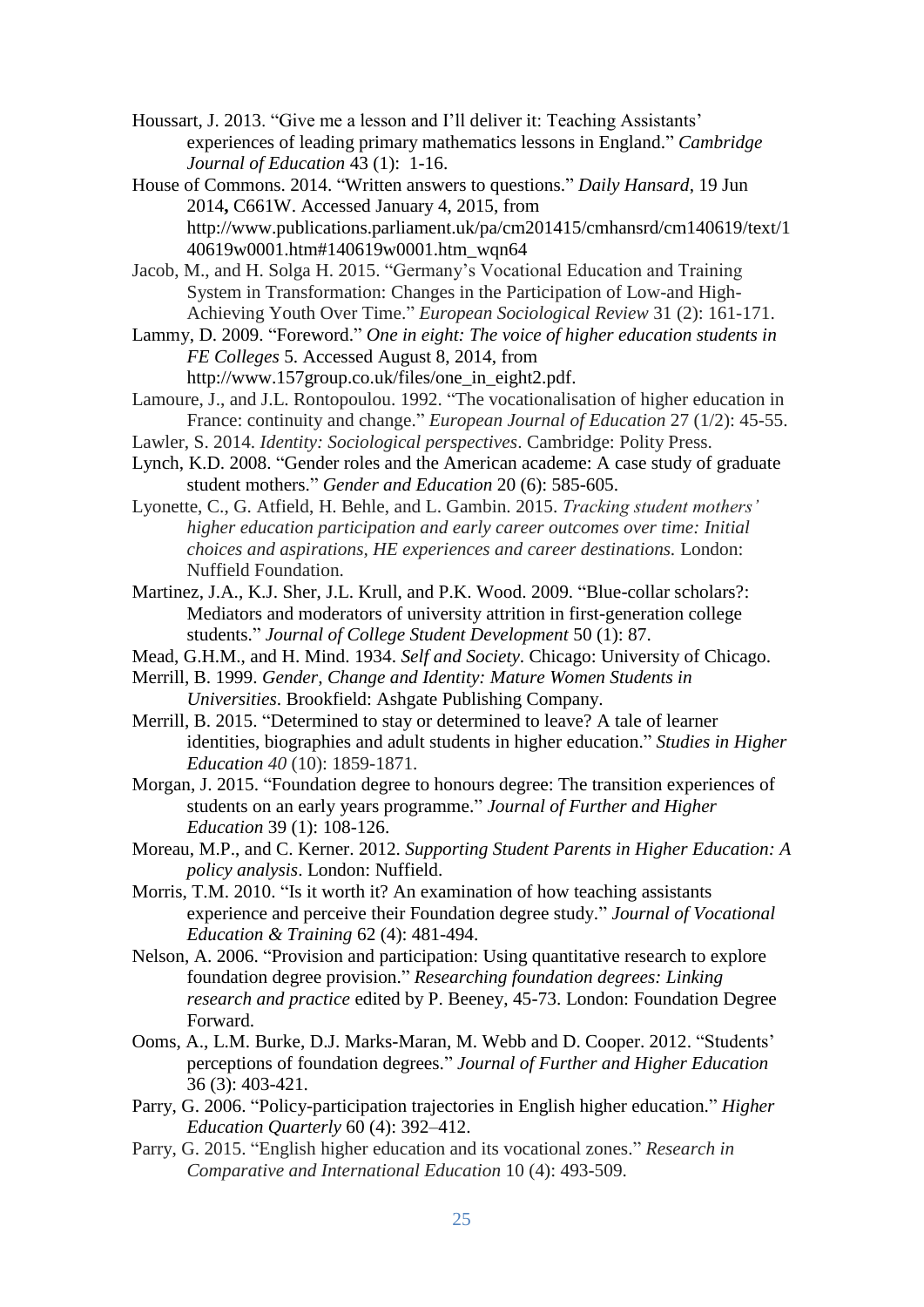Houssart, J. 2013. "Give me a lesson and I'll deliver it: Teaching Assistants' experiences of leading primary mathematics lessons in England." *Cambridge Journal of Education* 43 (1): 1-16.

House of Commons. 2014. "Written answers to questions." *Daily Hansard*, 19 Jun 2014**,** C661W. Accessed January 4, 2015, from http://www.publications.parliament.uk/pa/cm201415/cmhansrd/cm140619/text/140619w0001.htm#140619w0001.htm_wqn64

Jacob, M., and H. Solga H. 2015. "Germany's Vocational Education and Training System in Transformation: Changes in the Participation of Low-and High-Achieving Youth Over Time." *European Sociological Review* 31 (2): 161-171.

Lammy, D. 2009. "Foreword." *One in eight: The voice of higher education students in FE Colleges* 5. Accessed August 8, 2014, from http://www.157group.co.uk/files/one_in_eight2.pdf.

Lamoure, J., and J.L. Rontopoulou. 1992. "The vocationalisation of higher education in France: continuity and change." *European Journal of Education* 27 (1/2): 45-55.

Lawler, S. 2014. *Identity: Sociological perspectives*. Cambridge: Polity Press.

Lynch, K.D. 2008. "Gender roles and the American academe: A case study of graduate student mothers." *Gender and Education* 20 (6): 585-605.

Lyonette, C., G. Atfield, H. Behle, and L. Gambin. 2015. *Tracking student mothers' higher education participation and early career outcomes over time: Initial choices and aspirations, HE experiences and career destinations.* London: Nuffield Foundation.

Martinez, J.A., K.J. Sher, J.L. Krull, and P.K. Wood. 2009. "Blue-collar scholars?: Mediators and moderators of university attrition in first-generation college students." *Journal of College Student Development* 50 (1): 87.

Mead, G.H.M., and H. Mind. 1934. *Self and Society*. Chicago: University of Chicago.

Merrill, B. 1999. *Gender, Change and Identity: Mature Women Students in Universities*. Brookfield: Ashgate Publishing Company.

Merrill, B. 2015. "Determined to stay or determined to leave? A tale of learner identities, biographies and adult students in higher education." *Studies in Higher Education 40* (10): 1859-1871.

Morgan, J. 2015. "Foundation degree to honours degree: The transition experiences of students on an early years programme." *Journal of Further and Higher Education* 39 (1): 108-126.

Moreau, M.P., and C. Kerner. 2012. *Supporting Student Parents in Higher Education: A policy analysis*. London: Nuffield.

Morris, T.M. 2010. "Is it worth it? An examination of how teaching assistants experience and perceive their Foundation degree study." *Journal of Vocational Education & Training* 62 (4): 481-494.

Nelson, A. 2006. "Provision and participation: Using quantitative research to explore foundation degree provision." *Researching foundation degrees: Linking research and practice* edited by P. Beeney, 45-73. London: Foundation Degree Forward.

Ooms, A., L.M. Burke, D.J. Marks-Maran, M. Webb and D. Cooper. 2012. "Students' perceptions of foundation degrees." *Journal of Further and Higher Education* 36 (3): 403-421.

Parry, G. 2006. "Policy-participation trajectories in English higher education." *Higher Education Quarterly* 60 (4): 392–412.

Parry, G. 2015. "English higher education and its vocational zones." *Research in Comparative and International Education* 10 (4): 493-509.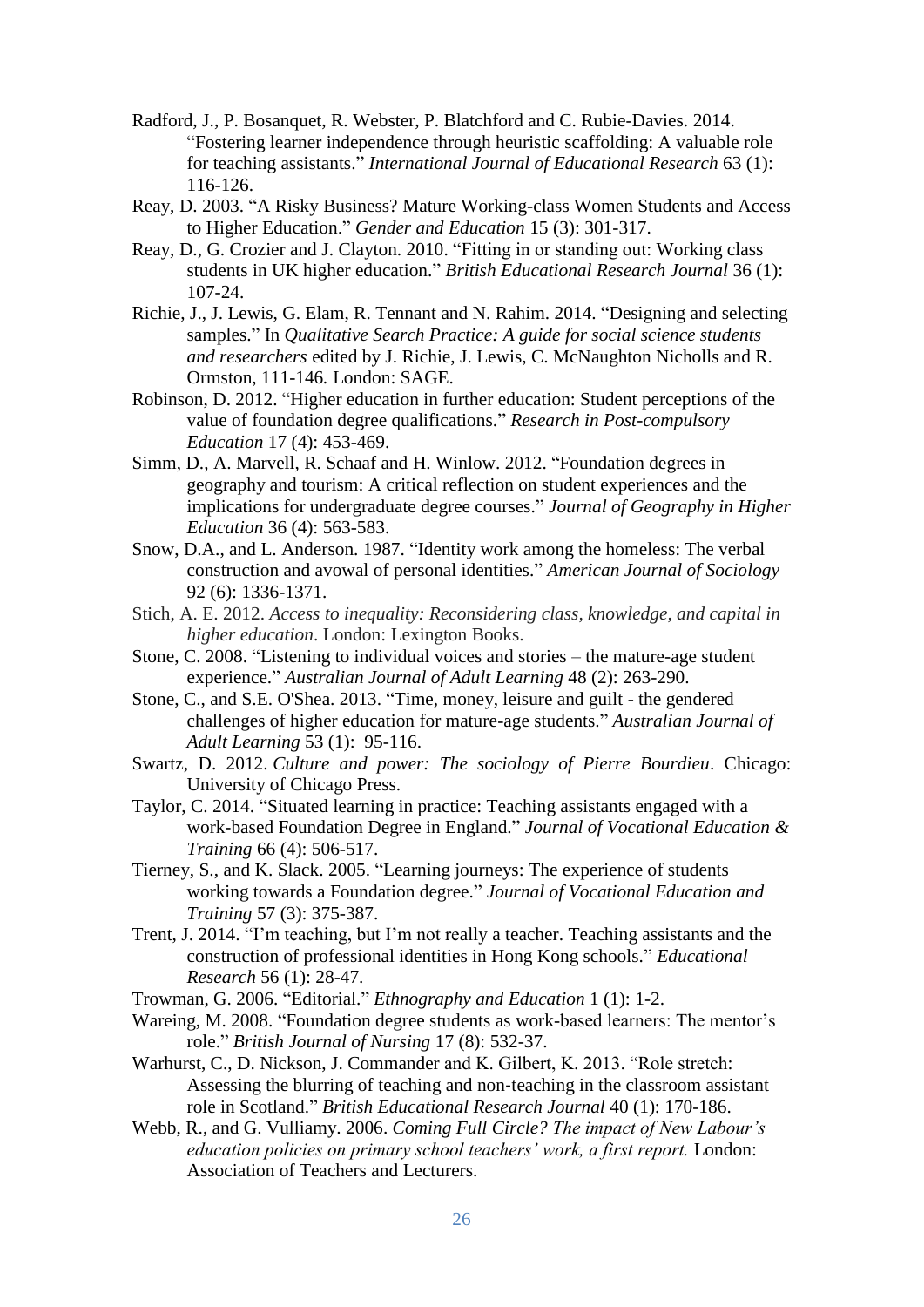Radford, J., P. Bosanquet, R. Webster, P. Blatchford and C. Rubie-Davies. 2014. "Fostering learner independence through heuristic scaffolding: A valuable role for teaching assistants." *International Journal of Educational Research* 63 (1): 116-126.

Reay, D. 2003. "A Risky Business? Mature Working-class Women Students and Access to Higher Education." *Gender and Education* 15 (3): 301-317.

Reay, D., G. Crozier and J. Clayton. 2010. "Fitting in or standing out: Working class students in UK higher education." *British Educational Research Journal* 36 (1): 107-24.

Richie, J., J. Lewis, G. Elam, R. Tennant and N. Rahim. 2014. "Designing and selecting samples." In *Qualitative Search Practice: A guide for social science students and researchers* edited by J. Richie, J. Lewis, C. McNaughton Nicholls and R. Ormston, 111-146. London: SAGE.

Robinson, D. 2012. "Higher education in further education: Student perceptions of the value of foundation degree qualifications." *Research in Post-compulsory Education* 17 (4): 453-469.

Simm, D., A. Marvell, R. Schaaf and H. Winlow. 2012. "Foundation degrees in geography and tourism: A critical reflection on student experiences and the implications for undergraduate degree courses." *Journal of Geography in Higher Education* 36 (4): 563-583.

Snow, D.A., and L. Anderson. 1987. "Identity work among the homeless: The verbal construction and avowal of personal identities." *American Journal of Sociology* 92 (6): 1336-1371.

Stich, A. E. 2012. *Access to inequality: Reconsidering class, knowledge, and capital in higher education*. London: Lexington Books.

Stone, C. 2008. "Listening to individual voices and stories – the mature-age student experience." *Australian Journal of Adult Learning* 48 (2): 263-290.

Stone, C., and S.E. O'Shea. 2013. "Time, money, leisure and guilt - the gendered challenges of higher education for mature-age students." *Australian Journal of Adult Learning* 53 (1): 95-116.

Swartz, D. 2012. *Culture and power: The sociology of Pierre Bourdieu*. Chicago: University of Chicago Press.

Taylor, C. 2014. "Situated learning in practice: Teaching assistants engaged with a work-based Foundation Degree in England." *Journal of Vocational Education & Training* 66 (4): 506-517.

Tierney, S., and K. Slack. 2005. "Learning journeys: The experience of students working towards a Foundation degree." *Journal of Vocational Education and Training* 57 (3): 375-387.

Trent, J. 2014. "I'm teaching, but I'm not really a teacher. Teaching assistants and the construction of professional identities in Hong Kong schools." *Educational Research* 56 (1): 28-47.

Trowman, G. 2006. "Editorial." *Ethnography and Education* 1 (1): 1-2.

Wareing, M. 2008. "Foundation degree students as work-based learners: The mentor's role." *British Journal of Nursing* 17 (8): 532-37.

Warhurst, C., D. Nickson, J. Commander and K. Gilbert, K. 2013. "Role stretch: Assessing the blurring of teaching and non-teaching in the classroom assistant role in Scotland." *British Educational Research Journal* 40 (1): 170-186.

Webb, R., and G. Vulliamy. 2006. *Coming Full Circle? The impact of New Labour's education policies on primary school teachers' work, a first report.* London: Association of Teachers and Lecturers.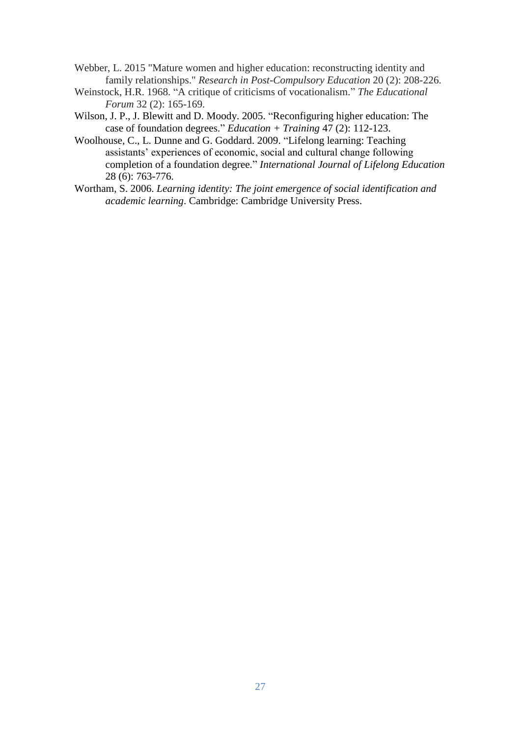Webber, L. 2015 "Mature women and higher education: reconstructing identity and family relationships." *Research in Post-Compulsory Education* 20 (2): 208-226.

Weinstock, H.R. 1968. "A critique of criticisms of vocationalism." *The Educational Forum* 32 (2): 165-169.

Wilson, J. P., J. Blewitt and D. Moody. 2005. "Reconfiguring higher education: The case of foundation degrees." *Education + Training* 47 (2): 112-123.

Woolhouse, C., L. Dunne and G. Goddard. 2009. "Lifelong learning: Teaching assistants' experiences of economic, social and cultural change following completion of a foundation degree." *International Journal of Lifelong Education* 28 (6): 763-776.

Wortham, S. 2006. *Learning identity: The joint emergence of social identification and academic learning*. Cambridge: Cambridge University Press.